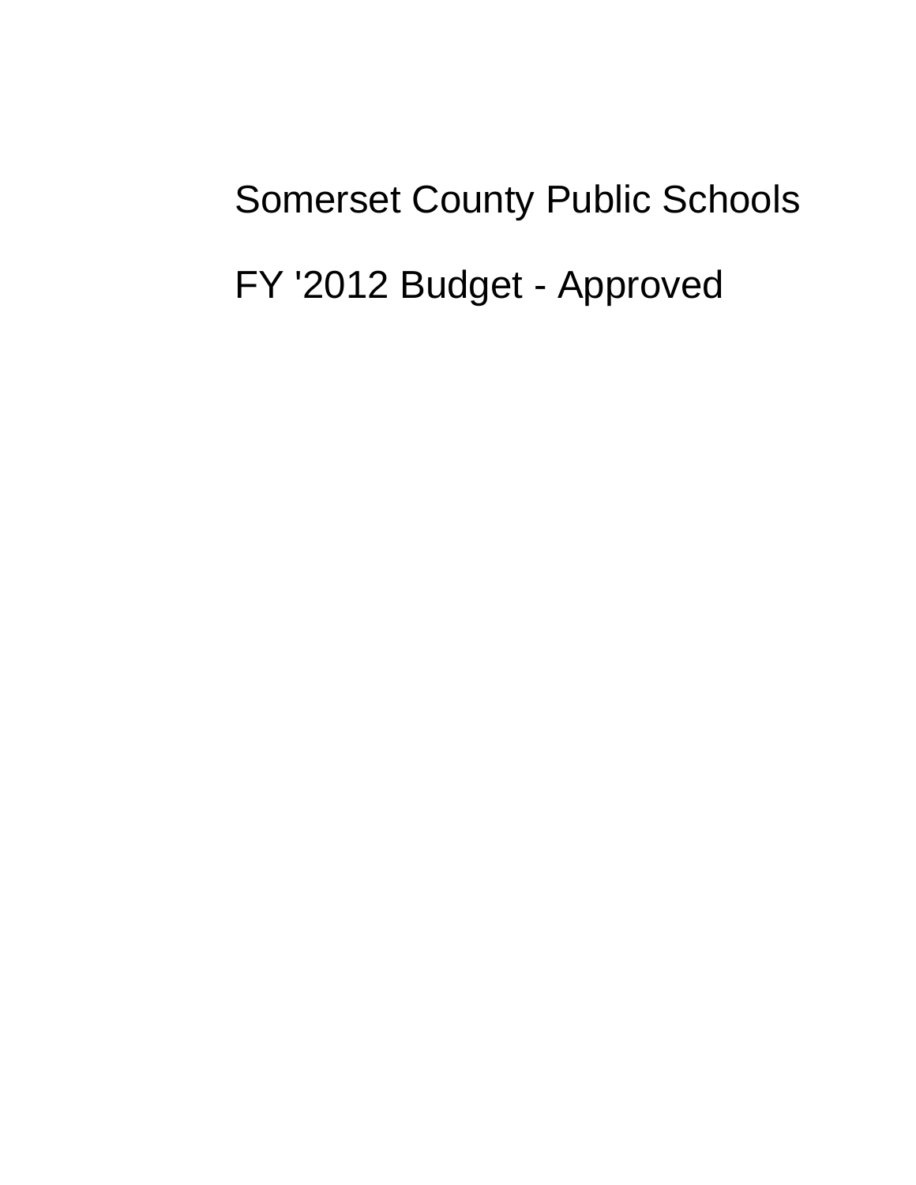# Somerset County Public Schools

# FY '2012 Budget - Approved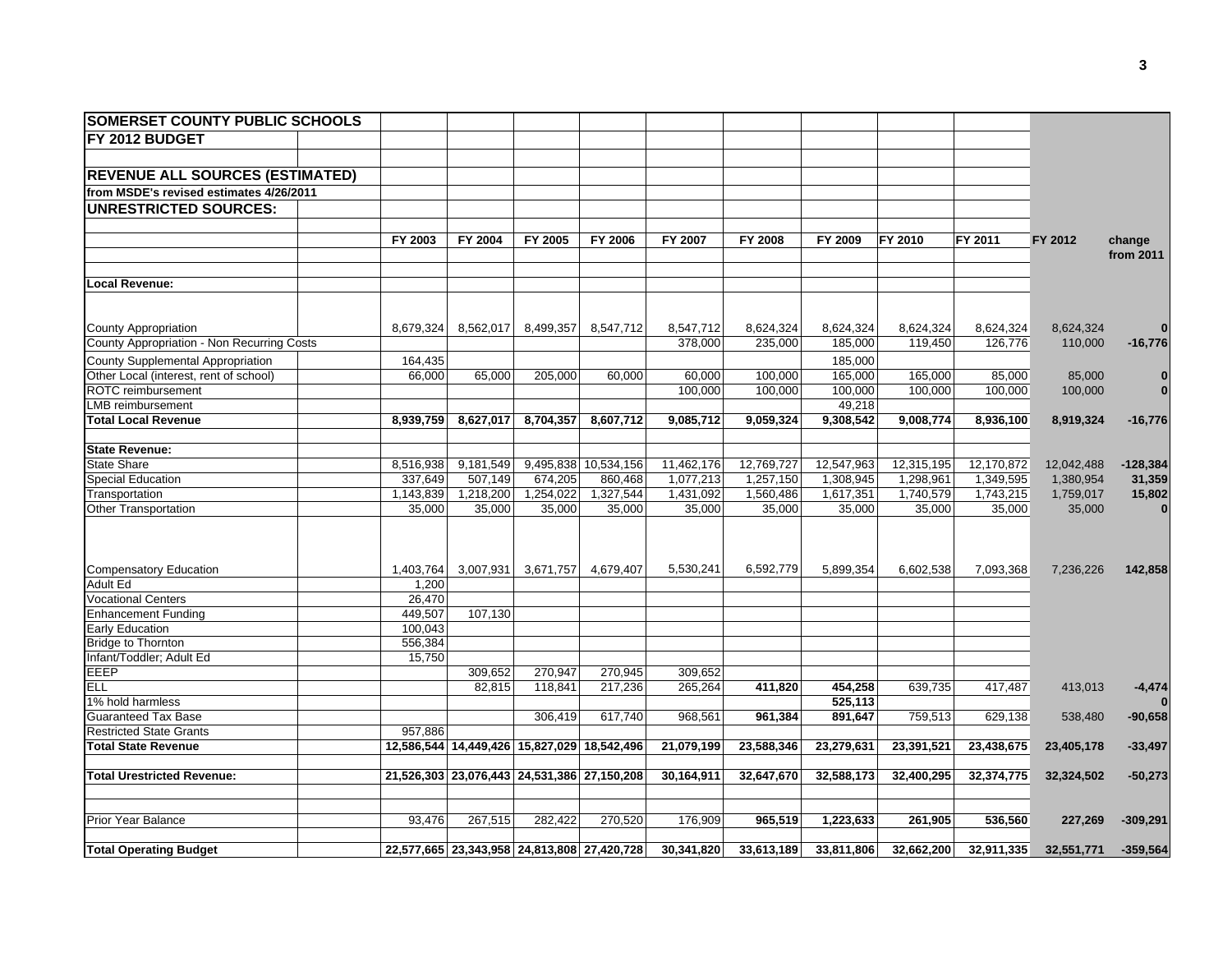# SOMERSET COUNTY PUBLIC SCHOOLS

## FY 2012 BUDGET

## REVENUE ALL SOURCES (ESTIMATED)

**from MSDE's revised estimates 4/26/2011**

## UNRESTRICTED SOURCES:

| | FY 2003 | FY 2004 | FY 2005 | FY 2006 | FY 2007 | FY 2008 | FY 2009 | FY 2010 | FY 2011 | FY 2012 | change from 2011 |
|---|---|---|---|---|---|---|---|---|---|---|---|
| **Local Revenue:** | | | | | | | | | | | |
| County Appropriation | 8,679,324 | 8,562,017 | 8,499,357 | 8,547,712 | 8,547,712 | 8,624,324 | 8,624,324 | 8,624,324 | 8,624,324 | 8,624,324 | **0** |
| County Appropriation - Non Recurring Costs | | | | | 378,000 | 235,000 | 185,000 | 119,450 | 126,776 | 110,000 | **-16,776** |
| County Supplemental Appropriation | 164,435 | | | | | | 185,000 | | | | |
| Other Local (interest, rent of school) | 66,000 | 65,000 | 205,000 | 60,000 | 60,000 | 100,000 | 165,000 | 165,000 | 85,000 | 85,000 | **0** |
| ROTC reimbursement | | | | | 100,000 | 100,000 | 100,000 | 100,000 | 100,000 | 100,000 | **0** |
| LMB reimbursement | | | | | | | 49,218 | | | | |
| **Total Local Revenue** | **8,939,759** | **8,627,017** | **8,704,357** | **8,607,712** | **9,085,712** | **9,059,324** | **9,308,542** | **9,008,774** | **8,936,100** | **8,919,324** | **-16,776** |
| **State Revenue:** | | | | | | | | | | | |
| State Share | 8,516,938 | 9,181,549 | 9,495,838 | 10,534,156 | 11,462,176 | 12,769,727 | 12,547,963 | 12,315,195 | 12,170,872 | 12,042,488 | **-128,384** |
| Special Education | 337,649 | 507,149 | 674,205 | 860,468 | 1,077,213 | 1,257,150 | 1,308,945 | 1,298,961 | 1,349,595 | 1,380,954 | **31,359** |
| Transportation | 1,143,839 | 1,218,200 | 1,254,022 | 1,327,544 | 1,431,092 | 1,560,486 | 1,617,351 | 1,740,579 | 1,743,215 | 1,759,017 | **15,802** |
| Other Transportation | 35,000 | 35,000 | 35,000 | 35,000 | 35,000 | 35,000 | 35,000 | 35,000 | 35,000 | 35,000 | **0** |
| Compensatory Education | 1,403,764 | 3,007,931 | 3,671,757 | 4,679,407 | 5,530,241 | 6,592,779 | 5,899,354 | 6,602,538 | 7,093,368 | 7,236,226 | **142,858** |
| Adult Ed | 1,200 | | | | | | | | | | |
| Vocational Centers | 26,470 | | | | | | | | | | |
| Enhancement Funding | 449,507 | 107,130 | | | | | | | | | |
| Early Education | 100,043 | | | | | | | | | | |
| Bridge to Thornton | 556,384 | | | | | | | | | | |
| Infant/Toddler; Adult Ed | 15,750 | | | | | | | | | | |
| EEEP | | 309,652 | 270,947 | 270,945 | 309,652 | | | | | | |
| ELL | | 82,815 | 118,841 | 217,236 | 265,264 | **411,820** | **454,258** | 639,735 | 417,487 | 413,013 | **-4,474** |
| 1% hold harmless | | | | | | | **525,113** | | | | **0** |
| Guaranteed Tax Base | | | 306,419 | 617,740 | 968,561 | **961,384** | **891,647** | 759,513 | 629,138 | 538,480 | **-90,658** |
| Restricted State Grants | 957,886 | | | | | | | | | | |
| **Total State Revenue** | **12,586,544** | **14,449,426** | **15,827,029** | **18,542,496** | **21,079,199** | **23,588,346** | **23,279,631** | **23,391,521** | **23,438,675** | **23,405,178** | **-33,497** |
| **Total Urestricted Revenue:** | **21,526,303** | **23,076,443** | **24,531,386** | **27,150,208** | **30,164,911** | **32,647,670** | **32,588,173** | **32,400,295** | **32,374,775** | **32,324,502** | **-50,273** |
| Prior Year Balance | 93,476 | 267,515 | 282,422 | 270,520 | 176,909 | **965,519** | **1,223,633** | **261,905** | **536,560** | **227,269** | **-309,291** |
| **Total Operating Budget** | **22,577,665** | **23,343,958** | **24,813,808** | **27,420,728** | **30,341,820** | **33,613,189** | **33,811,806** | **32,662,200** | **32,911,335** | **32,551,771** | **-359,564** |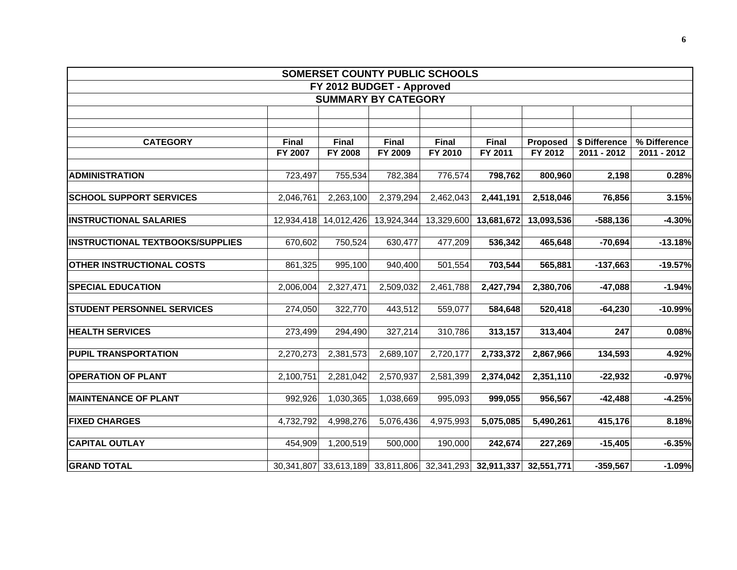## SOMERSET COUNTY PUBLIC SCHOOLS

### FY 2012 BUDGET - Approved

### SUMMARY BY CATEGORY

| CATEGORY | Final FY 2007 | Final FY 2008 | Final FY 2009 | Final FY 2010 | Final FY 2011 | Proposed FY 2012 | $ Difference 2011 - 2012 | % Difference 2011 - 2012 |
|---|---|---|---|---|---|---|---|---|
| **ADMINISTRATION** | 723,497 | 755,534 | 782,384 | 776,574 | **798,762** | **800,960** | **2,198** | **0.28%** |
| **SCHOOL SUPPORT SERVICES** | 2,046,761 | 2,263,100 | 2,379,294 | 2,462,043 | **2,441,191** | **2,518,046** | **76,856** | **3.15%** |
| **INSTRUCTIONAL SALARIES** | 12,934,418 | 14,012,426 | 13,924,344 | 13,329,600 | **13,681,672** | **13,093,536** | **-588,136** | **-4.30%** |
| **INSTRUCTIONAL TEXTBOOKS/SUPPLIES** | 670,602 | 750,524 | 630,477 | 477,209 | **536,342** | **465,648** | **-70,694** | **-13.18%** |
| **OTHER INSTRUCTIONAL COSTS** | 861,325 | 995,100 | 940,400 | 501,554 | **703,544** | **565,881** | **-137,663** | **-19.57%** |
| **SPECIAL EDUCATION** | 2,006,004 | 2,327,471 | 2,509,032 | 2,461,788 | **2,427,794** | **2,380,706** | **-47,088** | **-1.94%** |
| **STUDENT PERSONNEL SERVICES** | 274,050 | 322,770 | 443,512 | 559,077 | **584,648** | **520,418** | **-64,230** | **-10.99%** |
| **HEALTH SERVICES** | 273,499 | 294,490 | 327,214 | 310,786 | **313,157** | **313,404** | **247** | **0.08%** |
| **PUPIL TRANSPORTATION** | 2,270,273 | 2,381,573 | 2,689,107 | 2,720,177 | **2,733,372** | **2,867,966** | **134,593** | **4.92%** |
| **OPERATION OF PLANT** | 2,100,751 | 2,281,042 | 2,570,937 | 2,581,399 | **2,374,042** | **2,351,110** | **-22,932** | **-0.97%** |
| **MAINTENANCE OF PLANT** | 992,926 | 1,030,365 | 1,038,669 | 995,093 | **999,055** | **956,567** | **-42,488** | **-4.25%** |
| **FIXED CHARGES** | 4,732,792 | 4,998,276 | 5,076,436 | 4,975,993 | **5,075,085** | **5,490,261** | **415,176** | **8.18%** |
| **CAPITAL OUTLAY** | 454,909 | 1,200,519 | 500,000 | 190,000 | **242,674** | **227,269** | **-15,405** | **-6.35%** |
| **GRAND TOTAL** | 30,341,807 | 33,613,189 | 33,811,806 | 32,341,293 | **32,911,337** | **32,551,771** | **-359,567** | **-1.09%** |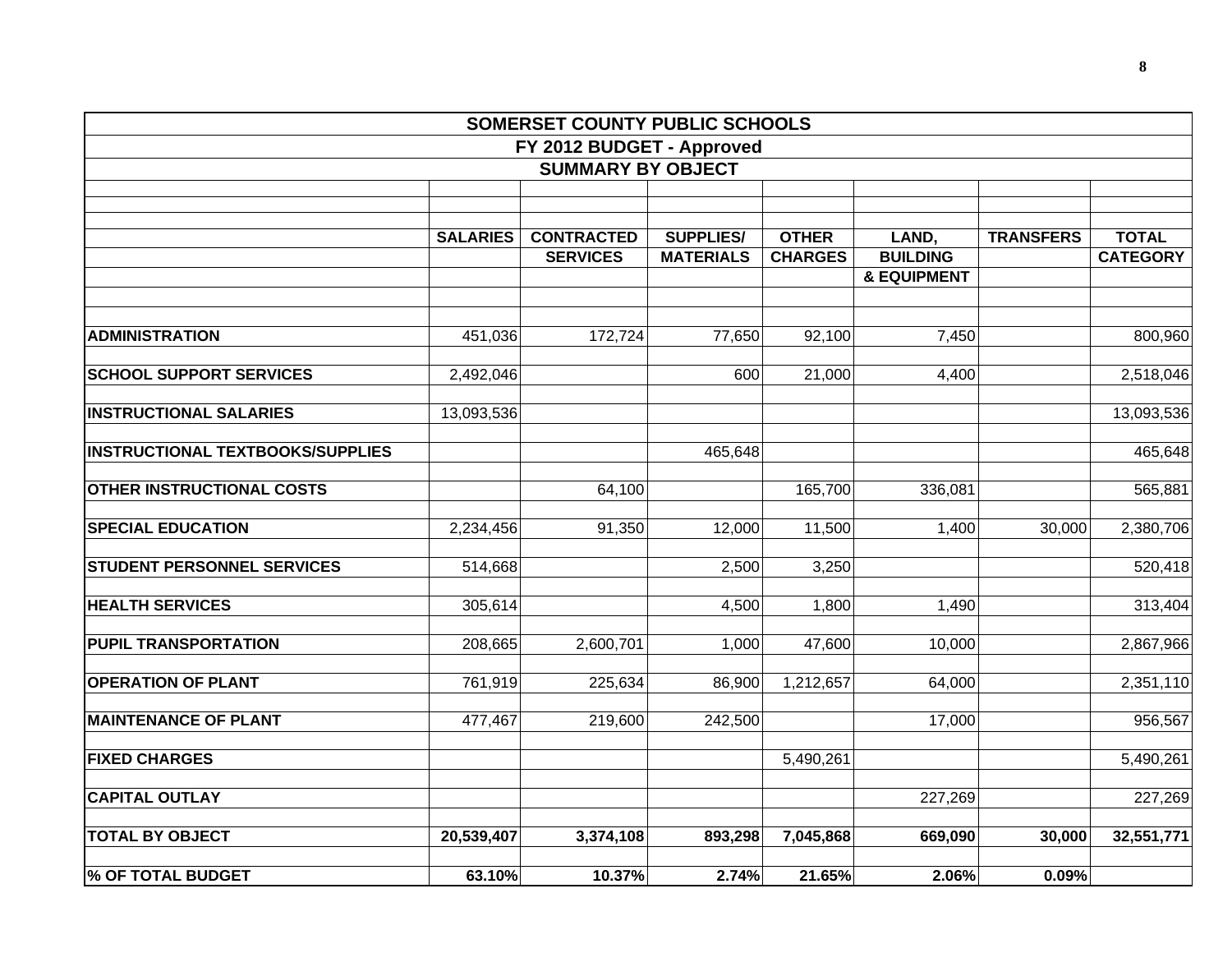| SOMERSET COUNTY PUBLIC SCHOOLS | | | | | | | |
|---|---|---|---|---|---|---|---|
| FY 2012 BUDGET - Approved | | | | | | | |
| SUMMARY BY OBJECT | | | | | | | |
| | **SALARIES** | **CONTRACTED SERVICES** | **SUPPLIES/ MATERIALS** | **OTHER CHARGES** | **LAND, BUILDING & EQUIPMENT** | **TRANSFERS** | **TOTAL CATEGORY** |
| **ADMINISTRATION** | 451,036 | 172,724 | 77,650 | 92,100 | 7,450 | | 800,960 |
| **SCHOOL SUPPORT SERVICES** | 2,492,046 | | 600 | 21,000 | 4,400 | | 2,518,046 |
| **INSTRUCTIONAL SALARIES** | 13,093,536 | | | | | | 13,093,536 |
| **INSTRUCTIONAL TEXTBOOKS/SUPPLIES** | | | 465,648 | | | | 465,648 |
| **OTHER INSTRUCTIONAL COSTS** | | 64,100 | | 165,700 | 336,081 | | 565,881 |
| **SPECIAL EDUCATION** | 2,234,456 | 91,350 | 12,000 | 11,500 | 1,400 | 30,000 | 2,380,706 |
| **STUDENT PERSONNEL SERVICES** | 514,668 | | 2,500 | 3,250 | | | 520,418 |
| **HEALTH SERVICES** | 305,614 | | 4,500 | 1,800 | 1,490 | | 313,404 |
| **PUPIL TRANSPORTATION** | 208,665 | 2,600,701 | 1,000 | 47,600 | 10,000 | | 2,867,966 |
| **OPERATION OF PLANT** | 761,919 | 225,634 | 86,900 | 1,212,657 | 64,000 | | 2,351,110 |
| **MAINTENANCE OF PLANT** | 477,467 | 219,600 | 242,500 | | 17,000 | | 956,567 |
| **FIXED CHARGES** | | | | 5,490,261 | | | 5,490,261 |
| **CAPITAL OUTLAY** | | | | | 227,269 | | 227,269 |
| **TOTAL BY OBJECT** | **20,539,407** | **3,374,108** | **893,298** | **7,045,868** | **669,090** | **30,000** | **32,551,771** |
| **% OF TOTAL BUDGET** | **63.10%** | **10.37%** | **2.74%** | **21.65%** | **2.06%** | **0.09%** | |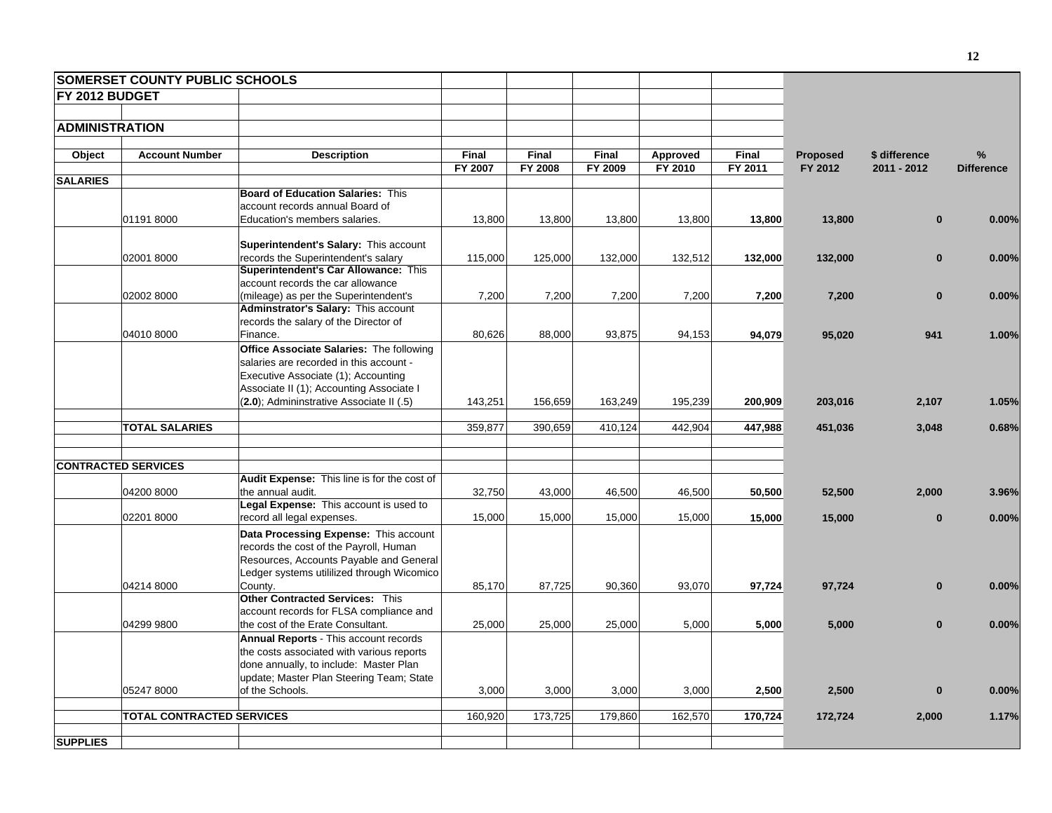| SOMERSET COUNTY PUBLIC SCHOOLS | | | | | | | | | | |
|---|---|---|---|---|---|---|---|---|---|---|
| **FY 2012 BUDGET** | | | | | | | | | | |
| | | | | | | | | | | |
| **ADMINISTRATION** | | | | | | | | | | |
| | | | | | | | | | | |
| **Object** | **Account Number** | **Description** | **Final FY 2007** | **Final FY 2008** | **Final FY 2009** | **Approved FY 2010** | **Final FY 2011** | **Proposed FY 2012** | **$ difference 2011 - 2012** | **% Difference** |
| **SALARIES** | | | | | | | | | | |
| | 01191 8000 | **Board of Education Salaries:** This account records annual Board of Education's members salaries. | 13,800 | 13,800 | 13,800 | 13,800 | **13,800** | **13,800** | **0** | **0.00%** |
| | 02001 8000 | **Superintendent's Salary:** This account records the Superintendent's salary | 115,000 | 125,000 | 132,000 | 132,512 | **132,000** | **132,000** | **0** | **0.00%** |
| | 02002 8000 | **Superintendent's Car Allowance:** This account records the car allowance (mileage) as per the Superintendent's | 7,200 | 7,200 | 7,200 | 7,200 | **7,200** | **7,200** | **0** | **0.00%** |
| | 04010 8000 | **Adminstrator's Salary:** This account records the salary of the Director of Finance. | 80,626 | 88,000 | 93,875 | 94,153 | **94,079** | **95,020** | **941** | **1.00%** |
| | | **Office Associate Salaries:** The following salaries are recorded in this account - Executive Associate (1); Accounting Associate II (1); Accounting Associate I (**2.0**); Admininstrative Associate II (.5) | 143,251 | 156,659 | 163,249 | 195,239 | **200,909** | **203,016** | **2,107** | **1.05%** |
| | | | | | | | | | | |
| | **TOTAL SALARIES** | | 359,877 | 390,659 | 410,124 | 442,904 | **447,988** | **451,036** | **3,048** | **0.68%** |
| | | | | | | | | | | |
| **CONTRACTED SERVICES** | | | | | | | | | | |
| | 04200 8000 | **Audit Expense:** This line is for the cost of the annual audit. | 32,750 | 43,000 | 46,500 | 46,500 | **50,500** | **52,500** | **2,000** | **3.96%** |
| | 02201 8000 | **Legal Expense:** This account is used to record all legal expenses. | 15,000 | 15,000 | 15,000 | 15,000 | **15,000** | **15,000** | **0** | **0.00%** |
| | 04214 8000 | **Data Processing Expense:** This account records the cost of the Payroll, Human Resources, Accounts Payable and General Ledger systems utililized through Wicomico County. | 85,170 | 87,725 | 90,360 | 93,070 | **97,724** | **97,724** | **0** | **0.00%** |
| | 04299 9800 | **Other Contracted Services:** This account records for FLSA compliance and the cost of the Erate Consultant. | 25,000 | 25,000 | 25,000 | 5,000 | **5,000** | **5,000** | **0** | **0.00%** |
| | 05247 8000 | **Annual Reports** - This account records the costs associated with various reports done annually, to include: Master Plan update; Master Plan Steering Team; State of the Schools. | 3,000 | 3,000 | 3,000 | 3,000 | **2,500** | **2,500** | **0** | **0.00%** |
| | | | | | | | | | | |
| | **TOTAL CONTRACTED SERVICES** | | 160,920 | 173,725 | 179,860 | 162,570 | **170,724** | **172,724** | **2,000** | **1.17%** |
| | | | | | | | | | | |
| **SUPPLIES** | | | | | | | | | | |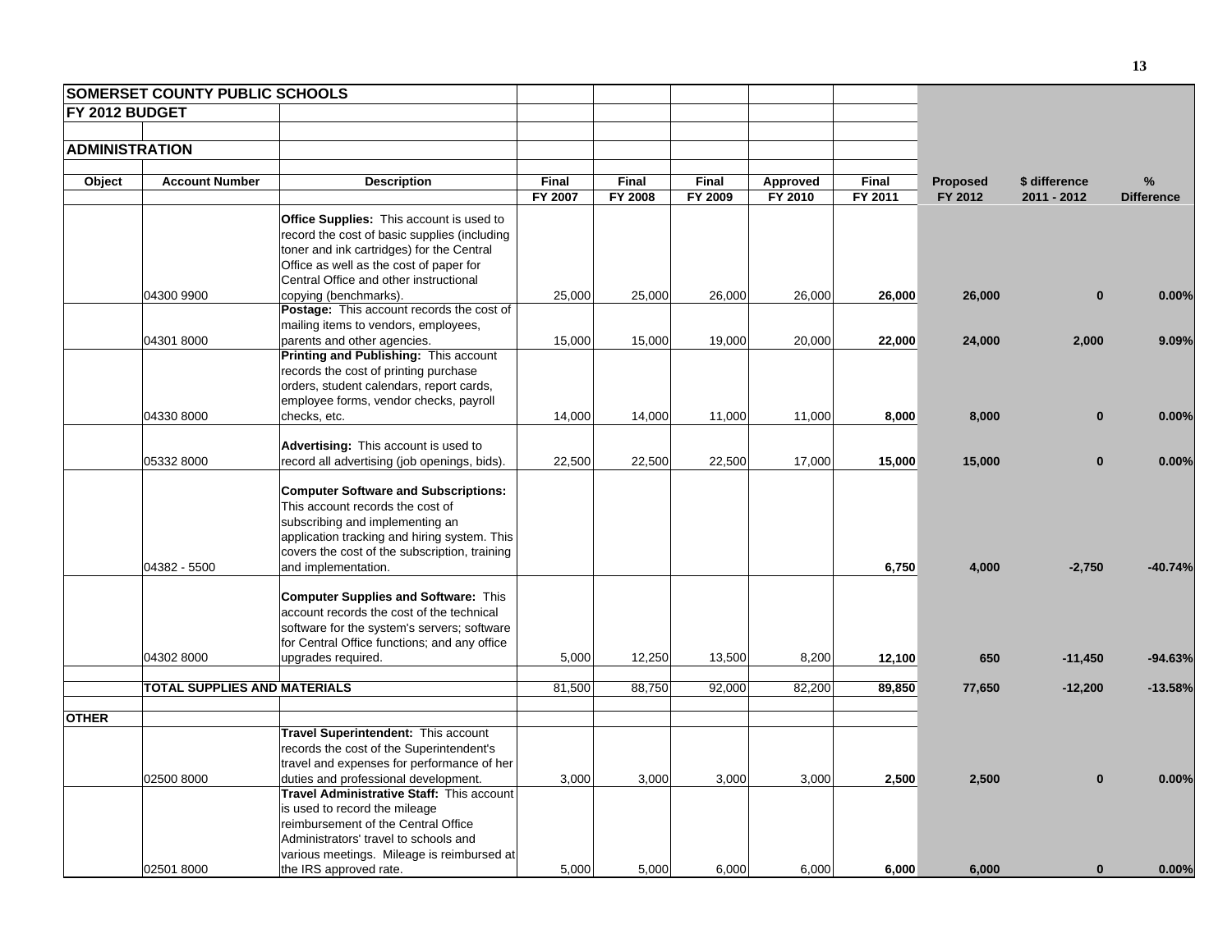| Object | Account Number | Description | Final FY 2007 | Final FY 2008 | Final FY 2009 | Approved FY 2010 | Final FY 2011 | Proposed FY 2012 | $ difference 2011 - 2012 | % Difference |
|---|---|---|---|---|---|---|---|---|---|---|
| **SOMERSET COUNTY PUBLIC SCHOOLS** | | | | | | | | | | |
| **FY 2012 BUDGET** | | | | | | | | | | |
| **ADMINISTRATION** | | | | | | | | | | |
| | 04300 9900 | **Office Supplies:** This account is used to record the cost of basic supplies (including toner and ink cartridges) for the Central Office as well as the cost of paper for Central Office and other instructional copying (benchmarks). | 25,000 | 25,000 | 26,000 | 26,000 | **26,000** | **26,000** | **0** | **0.00%** |
| | 04301 8000 | **Postage:** This account records the cost of mailing items to vendors, employees, parents and other agencies. | 15,000 | 15,000 | 19,000 | 20,000 | **22,000** | **24,000** | **2,000** | **9.09%** |
| | 04330 8000 | **Printing and Publishing:** This account records the cost of printing purchase orders, student calendars, report cards, employee forms, vendor checks, payroll checks, etc. | 14,000 | 14,000 | 11,000 | 11,000 | **8,000** | **8,000** | **0** | **0.00%** |
| | 05332 8000 | **Advertising:** This account is used to record all advertising (job openings, bids). | 22,500 | 22,500 | 22,500 | 17,000 | **15,000** | **15,000** | **0** | **0.00%** |
| | 04382 - 5500 | **Computer Software and Subscriptions:** This account records the cost of subscribing and implementing an application tracking and hiring system. This covers the cost of the subscription, training and implementation. | | | | | **6,750** | **4,000** | **-2,750** | **-40.74%** |
| | 04302 8000 | **Computer Supplies and Software:** This account records the cost of the technical software for the system's servers; software for Central Office functions; and any office upgrades required. | 5,000 | 12,250 | 13,500 | 8,200 | **12,100** | **650** | **-11,450** | **-94.63%** |
| | **TOTAL SUPPLIES AND MATERIALS** | | 81,500 | 88,750 | 92,000 | 82,200 | **89,850** | **77,650** | **-12,200** | **-13.58%** |
| **OTHER** | | | | | | | | | | |
| | 02500 8000 | **Travel Superintendent:** This account records the cost of the Superintendent's travel and expenses for performance of her duties and professional development. | 3,000 | 3,000 | 3,000 | 3,000 | **2,500** | **2,500** | **0** | **0.00%** |
| | 02501 8000 | **Travel Administrative Staff:** This account is used to record the mileage reimbursement of the Central Office Administrators' travel to schools and various meetings. Mileage is reimbursed at the IRS approved rate. | 5,000 | 5,000 | 6,000 | 6,000 | **6,000** | **6,000** | **0** | **0.00%** |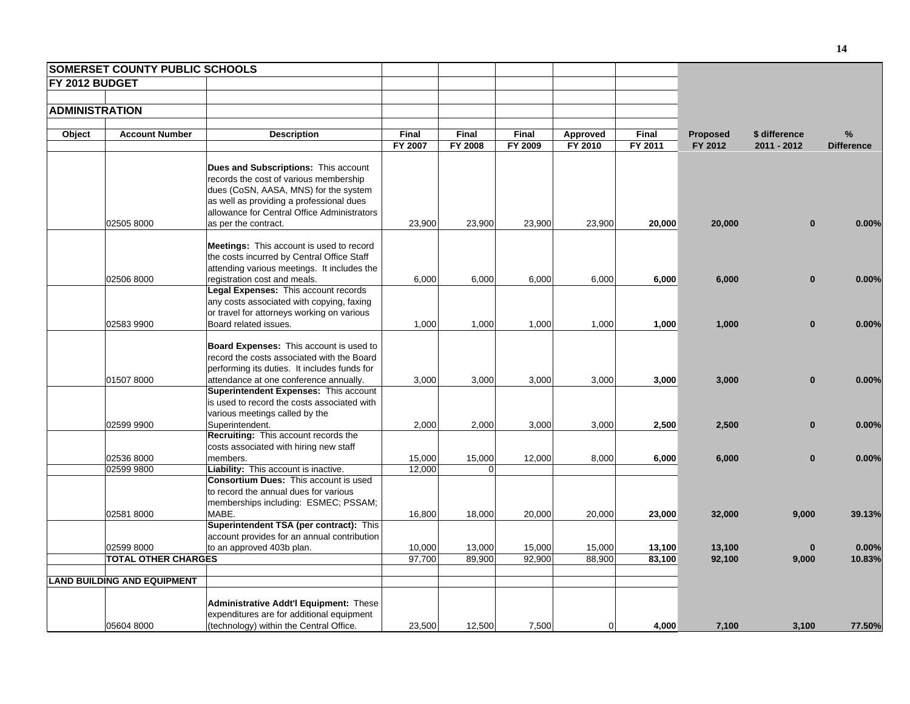| SOMERSET COUNTY PUBLIC SCHOOLS | | | | | | | | | | |
|---|---|---|---|---|---|---|---|---|---|---|
| FY 2012 BUDGET | | | | | | | | | | |
| ADMINISTRATION | | | | | | | | | | |
| Object | Account Number | Description | Final FY 2007 | Final FY 2008 | Final FY 2009 | Approved FY 2010 | Final FY 2011 | Proposed FY 2012 | $ difference 2011 - 2012 | % Difference |
| | 02505 8000 | **Dues and Subscriptions:** This account records the cost of various membership dues (CoSN, AASA, MNS) for the system as well as providing a professional dues allowance for Central Office Administrators as per the contract. | 23,900 | 23,900 | 23,900 | 23,900 | **20,000** | **20,000** | **0** | **0.00%** |
| | 02506 8000 | **Meetings:** This account is used to record the costs incurred by Central Office Staff attending various meetings. It includes the registration cost and meals. | 6,000 | 6,000 | 6,000 | 6,000 | **6,000** | **6,000** | **0** | **0.00%** |
| | 02583 9900 | **Legal Expenses:** This account records any costs associated with copying, faxing or travel for attorneys working on various Board related issues. | 1,000 | 1,000 | 1,000 | 1,000 | **1,000** | **1,000** | **0** | **0.00%** |
| | 01507 8000 | **Board Expenses:** This account is used to record the costs associated with the Board performing its duties. It includes funds for attendance at one conference annually. | 3,000 | 3,000 | 3,000 | 3,000 | **3,000** | **3,000** | **0** | **0.00%** |
| | 02599 9900 | **Superintendent Expenses:** This account is used to record the costs associated with various meetings called by the Superintendent. | 2,000 | 2,000 | 3,000 | 3,000 | **2,500** | **2,500** | **0** | **0.00%** |
| | 02536 8000 | **Recruiting:** This account records the costs associated with hiring new staff members. | 15,000 | 15,000 | 12,000 | 8,000 | **6,000** | **6,000** | **0** | **0.00%** |
| | 02599 9800 | **Liability:** This account is inactive. | 12,000 | 0 | | | | | | |
| | 02581 8000 | **Consortium Dues:** This account is used to record the annual dues for various memberships including: ESMEC; PSSAM; MABE. | 16,800 | 18,000 | 20,000 | 20,000 | **23,000** | **32,000** | **9,000** | **39.13%** |
| | 02599 8000 | **Superintendent TSA (per contract):** This account provides for an annual contribution to an approved 403b plan. | 10,000 | 13,000 | 15,000 | 15,000 | **13,100** | **13,100** | **0** | **0.00%** |
| | **TOTAL OTHER CHARGES** | | 97,700 | 89,900 | 92,900 | 88,900 | **83,100** | **92,100** | **9,000** | **10.83%** |
| **LAND BUILDING AND EQUIPMENT** | | | | | | | | | | |
| | 05604 8000 | **Administrative Addt'l Equipment:** These expenditures are for additional equipment (technology) within the Central Office. | 23,500 | 12,500 | 7,500 | 0 | **4,000** | **7,100** | **3,100** | **77.50%** |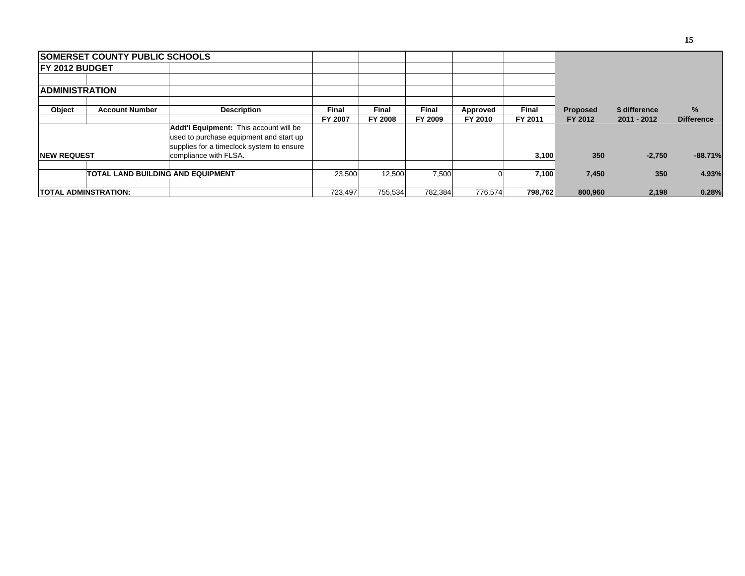| SOMERSET COUNTY PUBLIC SCHOOLS | | | | | | | | | | |
|---|---|---|---|---|---|---|---|---|---|---|
| FY 2012 BUDGET | | | | | | | | | | |
| | | | | | | | | | | |
| ADMINISTRATION | | | | | | | | | | |
| | | | | | | | | | | |
| **Object** | **Account Number** | **Description** | **Final** | **Final** | **Final** | **Approved** | **Final** | **Proposed** | **$ difference** | **%** |
| | | | **FY 2007** | **FY 2008** | **FY 2009** | **FY 2010** | **FY 2011** | **FY 2012** | **2011 - 2012** | **Difference** |
| **NEW REQUEST** | | **Addt'l Equipment:** This account will be used to purchase equipment and start up supplies for a timeclock system to ensure compliance with FLSA. | | | | | **3,100** | **350** | **-2,750** | **-88.71%** |
| | | | | | | | | | | |
| | **TOTAL LAND BUILDING AND EQUIPMENT** | | 23,500 | 12,500 | 7,500 | 0 | **7,100** | **7,450** | **350** | **4.93%** |
| | | | | | | | | | | |
| **TOTAL ADMINSTRATION:** | | | 723,497 | 755,534 | 782,384 | 776,574 | **798,762** | **800,960** | **2,198** | **0.28%** |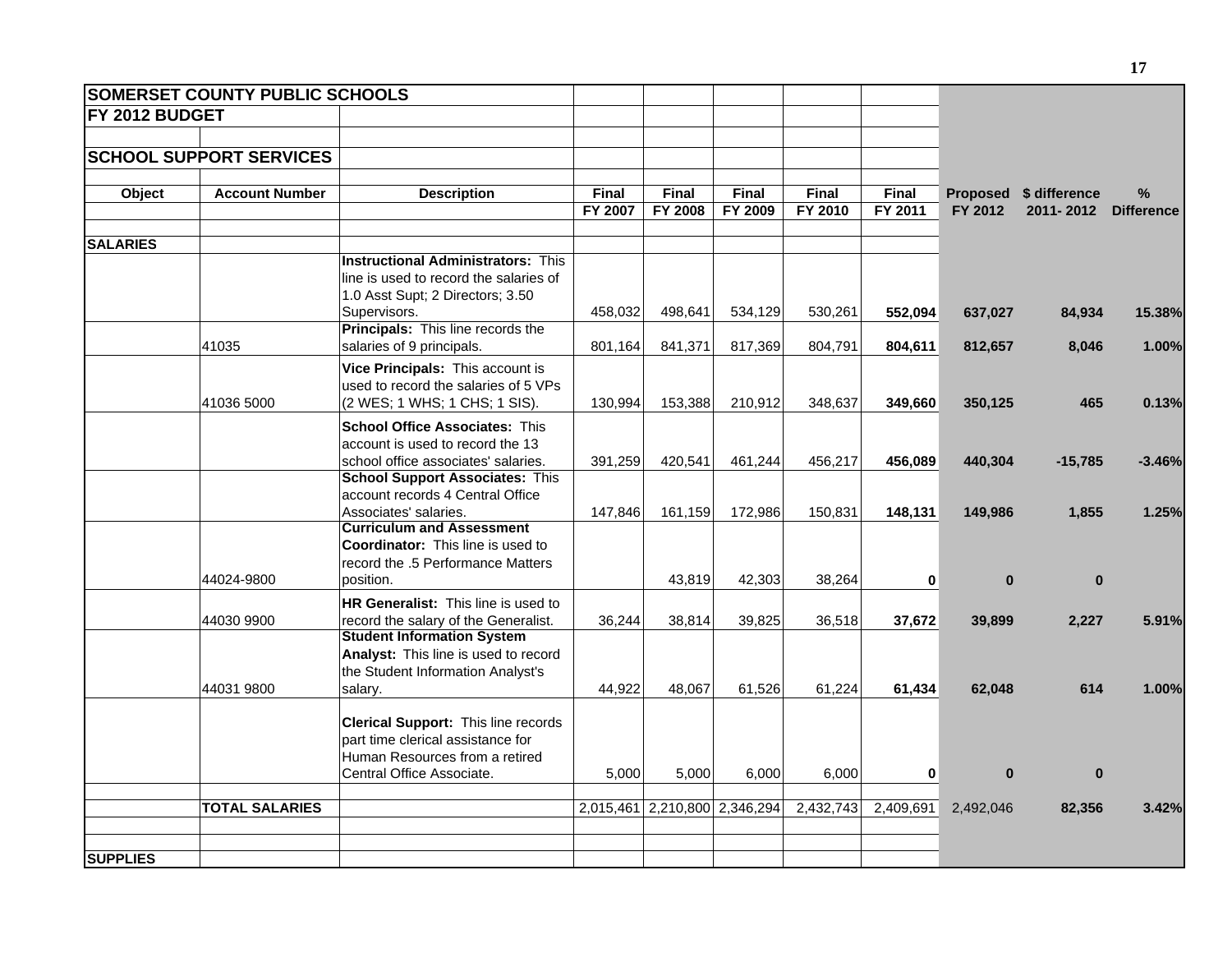| SOMERSET COUNTY PUBLIC SCHOOLS | | | | | | | | | | |
|---|---|---|---|---|---|---|---|---|---|---|
| FY 2012 BUDGET | | | | | | | | | | |
| SCHOOL SUPPORT SERVICES | | | | | | | | | | |
| Object | Account Number | Description | Final FY 2007 | Final FY 2008 | Final FY 2009 | Final FY 2010 | Final FY 2011 | Proposed FY 2012 | $ difference 2011- 2012 | % Difference |
| SALARIES | | | | | | | | | | |
| | | **Instructional Administrators:** This line is used to record the salaries of 1.0 Asst Supt; 2 Directors; 3.50 Supervisors. | 458,032 | 498,641 | 534,129 | 530,261 | **552,094** | **637,027** | **84,934** | **15.38%** |
| | 41035 | **Principals:** This line records the salaries of 9 principals. | 801,164 | 841,371 | 817,369 | 804,791 | **804,611** | **812,657** | **8,046** | **1.00%** |
| | 41036 5000 | **Vice Principals:** This account is used to record the salaries of 5 VPs (2 WES; 1 WHS; 1 CHS; 1 SIS). | 130,994 | 153,388 | 210,912 | 348,637 | **349,660** | **350,125** | **465** | **0.13%** |
| | | **School Office Associates:** This account is used to record the 13 school office associates' salaries. | 391,259 | 420,541 | 461,244 | 456,217 | **456,089** | **440,304** | **-15,785** | **-3.46%** |
| | | **School Support Associates:** This account records 4 Central Office Associates' salaries. | 147,846 | 161,159 | 172,986 | 150,831 | **148,131** | **149,986** | **1,855** | **1.25%** |
| | 44024-9800 | **Curriculum and Assessment Coordinator:** This line is used to record the .5 Performance Matters position. | | 43,819 | 42,303 | 38,264 | **0** | **0** | **0** | |
| | 44030 9900 | **HR Generalist:** This line is used to record the salary of the Generalist. | 36,244 | 38,814 | 39,825 | 36,518 | **37,672** | **39,899** | **2,227** | **5.91%** |
| | 44031 9800 | **Student Information System Analyst:** This line is used to record the Student Information Analyst's salary. | 44,922 | 48,067 | 61,526 | 61,224 | **61,434** | **62,048** | **614** | **1.00%** |
| | | **Clerical Support:** This line records part time clerical assistance for Human Resources from a retired Central Office Associate. | 5,000 | 5,000 | 6,000 | 6,000 | **0** | **0** | **0** | |
| | **TOTAL SALARIES** | | 2,015,461 | 2,210,800 | 2,346,294 | 2,432,743 | 2,409,691 | 2,492,046 | **82,356** | **3.42%** |
| **SUPPLIES** | | | | | | | | | | |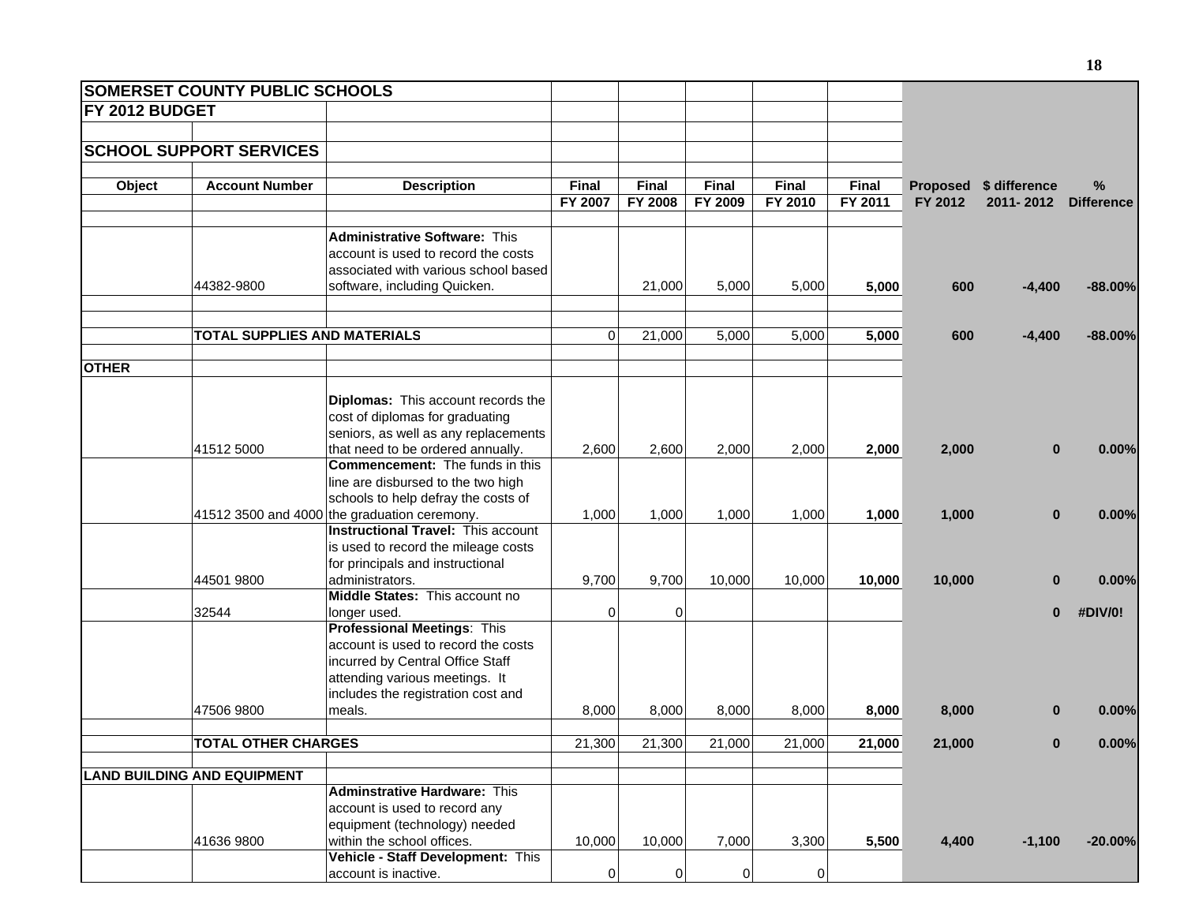| SOMERSET COUNTY PUBLIC SCHOOLS | | | | | | | | | | |
|---|---|---|---|---|---|---|---|---|---|---|
| FY 2012 BUDGET | | | | | | | | | | |
| SCHOOL SUPPORT SERVICES | | | | | | | | | | |
| Object | Account Number | Description | Final FY 2007 | Final FY 2008 | Final FY 2009 | Final FY 2010 | Final FY 2011 | Proposed FY 2012 | $ difference 2011- 2012 | % Difference |
| | 44382-9800 | **Administrative Software:** This account is used to record the costs associated with various school based software, including Quicken. | | 21,000 | 5,000 | 5,000 | **5,000** | **600** | **-4,400** | **-88.00%** |
| | **TOTAL SUPPLIES AND MATERIALS** | | 0 | 21,000 | 5,000 | 5,000 | **5,000** | **600** | **-4,400** | **-88.00%** |
| **OTHER** | | | | | | | | | | |
| | 41512 5000 | **Diplomas:** This account records the cost of diplomas for graduating seniors, as well as any replacements that need to be ordered annually. | 2,600 | 2,600 | 2,000 | 2,000 | **2,000** | **2,000** | **0** | **0.00%** |
| | 41512 3500 and 4000 | **Commencement:** The funds in this line are disbursed to the two high schools to help defray the costs of the graduation ceremony. | 1,000 | 1,000 | 1,000 | 1,000 | **1,000** | **1,000** | **0** | **0.00%** |
| | 44501 9800 | **Instructional Travel:** This account is used to record the mileage costs for principals and instructional administrators. | 9,700 | 9,700 | 10,000 | 10,000 | **10,000** | **10,000** | **0** | **0.00%** |
| | 32544 | **Middle States:** This account no longer used. | 0 | 0 | | | | | **0** | **#DIV/0!** |
| | 47506 9800 | **Professional Meetings**: This account is used to record the costs incurred by Central Office Staff attending various meetings. It includes the registration cost and meals. | 8,000 | 8,000 | 8,000 | 8,000 | **8,000** | **8,000** | **0** | **0.00%** |
| | **TOTAL OTHER CHARGES** | | 21,300 | 21,300 | 21,000 | 21,000 | **21,000** | **21,000** | **0** | **0.00%** |
| **LAND BUILDING AND EQUIPMENT** | | | | | | | | | | |
| | 41636 9800 | **Adminstrative Hardware:** This account is used to record any equipment (technology) needed within the school offices. | 10,000 | 10,000 | 7,000 | 3,300 | **5,500** | **4,400** | **-1,100** | **-20.00%** |
| | | **Vehicle - Staff Development:** This account is inactive. | 0 | 0 | 0 | 0 | | | | |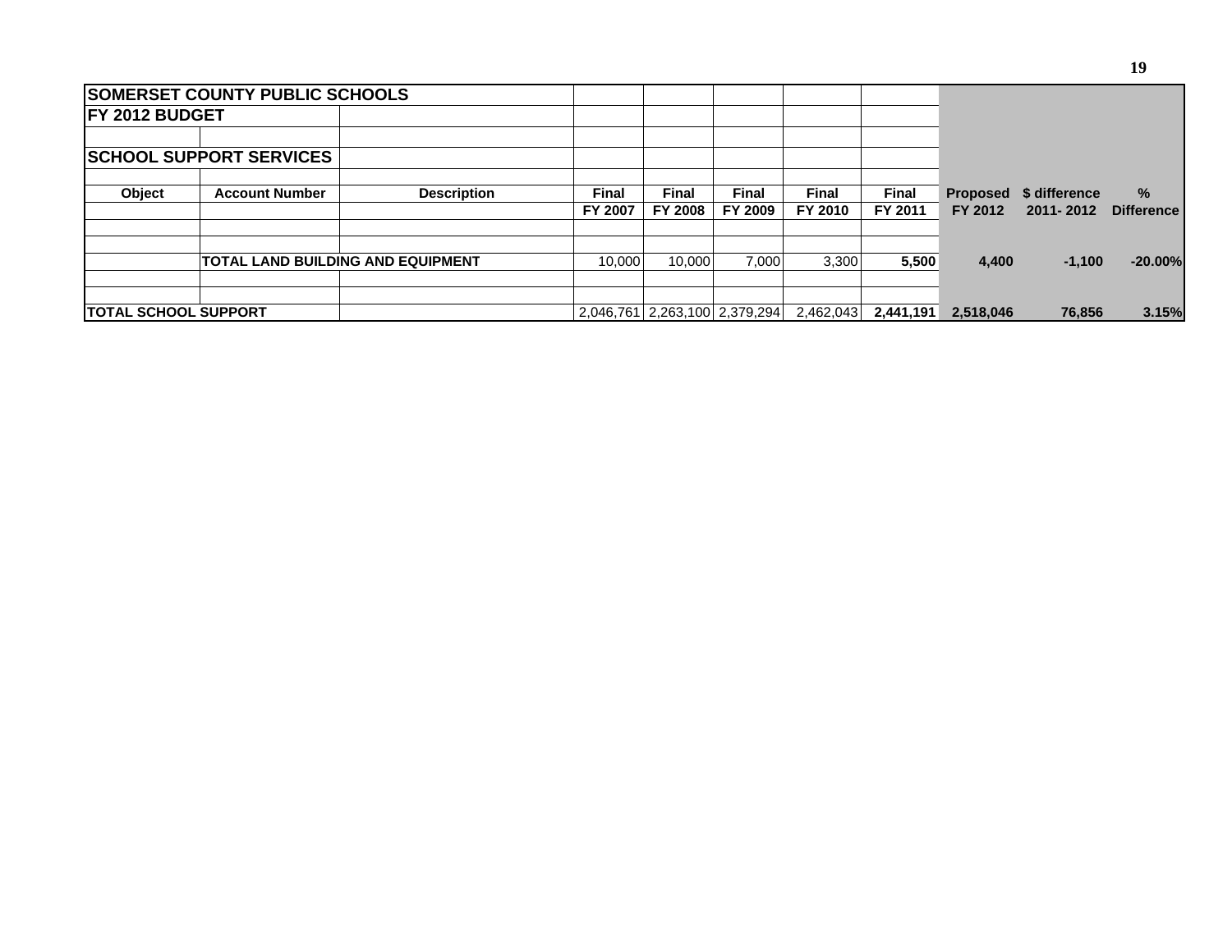| SOMERSET COUNTY PUBLIC SCHOOLS | | | | | | | | | | |
|---|---|---|---|---|---|---|---|---|---|---|
| **FY 2012 BUDGET** | | | | | | | | | | |
| | | | | | | | | | | |
| **SCHOOL SUPPORT SERVICES** | | | | | | | | | | |
| | | | | | | | | | | |
| **Object** | **Account Number** | **Description** | **Final** | **Final** | **Final** | **Final** | **Final** | **Proposed** | **$ difference** | **%** |
| | | | **FY 2007** | **FY 2008** | **FY 2009** | **FY 2010** | **FY 2011** | **FY 2012** | **2011- 2012** | **Difference** |
| | | | | | | | | | | |
| | | | | | | | | | | |
| | **TOTAL LAND BUILDING AND EQUIPMENT** | | 10,000 | 10,000 | 7,000 | 3,300 | **5,500** | **4,400** | **-1,100** | **-20.00%** |
| | | | | | | | | | | |
| | | | | | | | | | | |
| **TOTAL SCHOOL SUPPORT** | | | 2,046,761 | 2,263,100 | 2,379,294 | 2,462,043 | **2,441,191** | **2,518,046** | **76,856** | **3.15%** |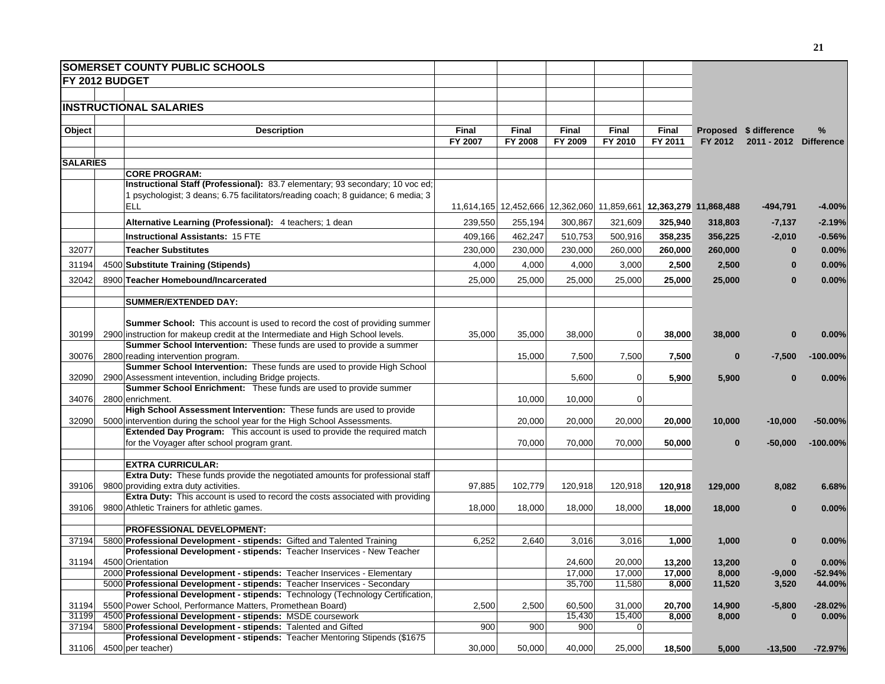# SOMERSET COUNTY PUBLIC SCHOOLS

## FY 2012 BUDGET

### INSTRUCTIONAL SALARIES

| Object | | Description | Final FY 2007 | Final FY 2008 | Final FY 2009 | Final FY 2010 | Final FY 2011 | Proposed FY 2012 | $ difference 2011 - 2012 | % Difference |
|---|---|---|---|---|---|---|---|---|---|---|
| **SALARIES** | | | | | | | | | | |
| | | **CORE PROGRAM:** | | | | | | | | |
| | | **Instructional Staff (Professional):** 83.7 elementary; 93 secondary; 10 voc ed; 1 psychologist; 3 deans; 6.75 facilitators/reading coach; 8 guidance; 6 media; 3 ELL | 11,614,165 | 12,452,666 | 12,362,060 | 11,859,661 | **12,363,279** | **11,868,488** | **-494,791** | **-4.00%** |
| | | **Alternative Learning (Professional):** 4 teachers; 1 dean | 239,550 | 255,194 | 300,867 | 321,609 | **325,940** | **318,803** | **-7,137** | **-2.19%** |
| | | **Instructional Assistants:** 15 FTE | 409,166 | 462,247 | 510,753 | 500,916 | **358,235** | **356,225** | **-2,010** | **-0.56%** |
| 32077 | | **Teacher Substitutes** | 230,000 | 230,000 | 230,000 | 260,000 | **260,000** | **260,000** | **0** | **0.00%** |
| 31194 | 4500 | **Substitute Training (Stipends)** | 4,000 | 4,000 | 4,000 | 3,000 | **2,500** | **2,500** | **0** | **0.00%** |
| 32042 | 8900 | **Teacher Homebound/Incarcerated** | 25,000 | 25,000 | 25,000 | 25,000 | **25,000** | **25,000** | **0** | **0.00%** |
| | | **SUMMER/EXTENDED DAY:** | | | | | | | | |
| 30199 | 2900 | **Summer School:** This account is used to record the cost of providing summer instruction for makeup credit at the Intermediate and High School levels. | 35,000 | 35,000 | 38,000 | 0 | **38,000** | **38,000** | **0** | **0.00%** |
| 30076 | 2800 | **Summer School Intervention:** These funds are used to provide a summer reading intervention program. | | 15,000 | 7,500 | 7,500 | **7,500** | **0** | **-7,500** | **-100.00%** |
| 32090 | 2900 | **Summer School Intervention:** These funds are used to provide High School Assessment intevention, including Bridge projects. | | | 5,600 | 0 | **5,900** | **5,900** | **0** | **0.00%** |
| 34076 | 2800 | **Summer School Enrichment:** These funds are used to provide summer enrichment. | | 10,000 | 10,000 | 0 | | | | |
| 32090 | 5000 | **High School Assessment Intervention:** These funds are used to provide intervention during the school year for the High School Assessments. | | 20,000 | 20,000 | 20,000 | **20,000** | **10,000** | **-10,000** | **-50.00%** |
| | | **Extended Day Program:** This account is used to provide the required match for the Voyager after school program grant. | | 70,000 | 70,000 | 70,000 | **50,000** | **0** | **-50,000** | **-100.00%** |
| | | **EXTRA CURRICULAR:** | | | | | | | | |
| 39106 | 9800 | **Extra Duty:** These funds provide the negotiated amounts for professional staff providing extra duty activities. | 97,885 | 102,779 | 120,918 | 120,918 | **120,918** | **129,000** | **8,082** | **6.68%** |
| 39106 | 9800 | **Extra Duty:** This account is used to record the costs associated with providing Athletic Trainers for athletic games. | 18,000 | 18,000 | 18,000 | 18,000 | **18,000** | **18,000** | **0** | **0.00%** |
| | | **PROFESSIONAL DEVELOPMENT:** | | | | | | | | |
| 37194 | 5800 | **Professional Development - stipends:** Gifted and Talented Training | 6,252 | 2,640 | 3,016 | 3,016 | **1,000** | **1,000** | **0** | **0.00%** |
| 31194 | 4500 | **Professional Development - stipends:** Teacher Inservices - New Teacher Orientation | | | 24,600 | 20,000 | **13,200** | **13,200** | **0** | **0.00%** |
| | 2000 | **Professional Development - stipends:** Teacher Inservices - Elementary | | | 17,000 | 17,000 | **17,000** | **8,000** | **-9,000** | **-52.94%** |
| | 5000 | **Professional Development - stipends:** Teacher Inservices - Secondary | | | 35,700 | 11,580 | **8,000** | **11,520** | **3,520** | **44.00%** |
| 31194 | 5500 | **Professional Development - stipends:** Technology (Technology Certification, Power School, Performance Matters, Promethean Board) | 2,500 | 2,500 | 60,500 | 31,000 | **20,700** | **14,900** | **-5,800** | **-28.02%** |
| 31199 | 4500 | **Professional Development - stipends:** MSDE coursework | | | 15,430 | 15,400 | **8,000** | **8,000** | **0** | **0.00%** |
| 37194 | 5800 | **Professional Development - stipends:** Talented and Gifted | 900 | 900 | 900 | 0 | | | | |
| 31106 | 4500 | **Professional Development - stipends:** Teacher Mentoring Stipends ($1675 per teacher) | 30,000 | 50,000 | 40,000 | 25,000 | **18,500** | **5,000** | **-13,500** | **-72.97%** |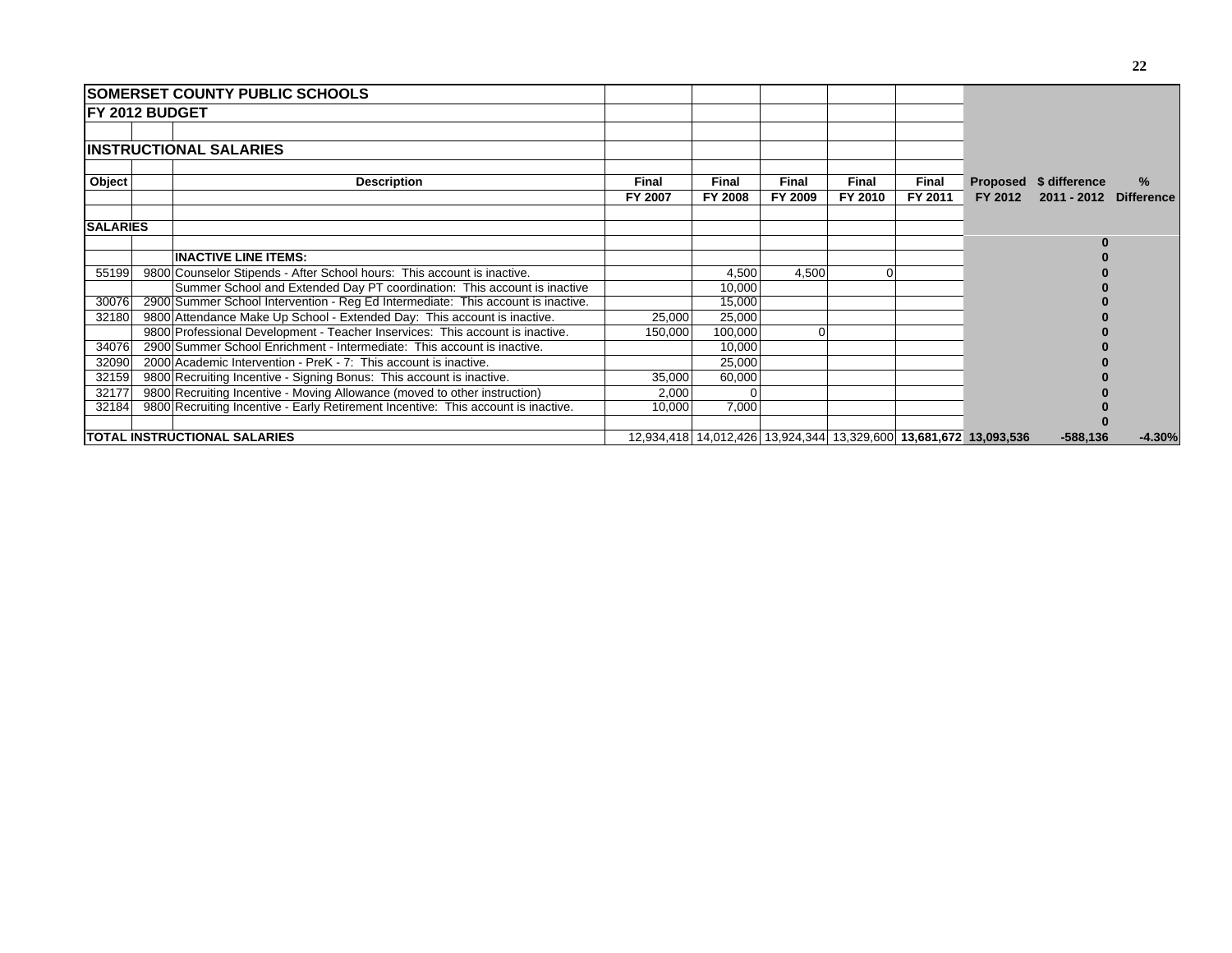| SOMERSET COUNTY PUBLIC SCHOOLS | | | | | | | | | | |
|---|---|---|---|---|---|---|---|---|---|---|
| FY 2012 BUDGET | | | | | | | | | | |
| INSTRUCTIONAL SALARIES | | | | | | | | | | |
| **Object** | | **Description** | **Final FY 2007** | **Final FY 2008** | **Final FY 2009** | **Final FY 2010** | **Final FY 2011** | **Proposed FY 2012** | **$ difference 2011 - 2012** | **% Difference** |
| **SALARIES** | | | | | | | | | | |
| | | | | | | | | | **0** | |
| | | **INACTIVE LINE ITEMS:** | | | | | | | **0** | |
| 55199 | 9800 | Counselor Stipends - After School hours: This account is inactive. | | 4,500 | 4,500 | 0 | | | **0** | |
| | | Summer School and Extended Day PT coordination: This account is inactive | | 10,000 | | | | | **0** | |
| 30076 | 2900 | Summer School Intervention - Reg Ed Intermediate: This account is inactive. | | 15,000 | | | | | **0** | |
| 32180 | 9800 | Attendance Make Up School - Extended Day: This account is inactive. | 25,000 | 25,000 | | | | | **0** | |
| | 9800 | Professional Development - Teacher Inservices: This account is inactive. | 150,000 | 100,000 | 0 | | | | **0** | |
| 34076 | 2900 | Summer School Enrichment - Intermediate: This account is inactive. | | 10,000 | | | | | **0** | |
| 32090 | 2000 | Academic Intervention - PreK - 7: This account is inactive. | | 25,000 | | | | | **0** | |
| 32159 | 9800 | Recruiting Incentive - Signing Bonus: This account is inactive. | 35,000 | 60,000 | | | | | **0** | |
| 32177 | 9800 | Recruiting Incentive - Moving Allowance (moved to other instruction) | 2,000 | 0 | | | | | **0** | |
| 32184 | 9800 | Recruiting Incentive - Early Retirement Incentive: This account is inactive. | 10,000 | 7,000 | | | | | **0** | |
| | | | | | | | | | **0** | |
| **TOTAL INSTRUCTIONAL SALARIES** | | | 12,934,418 | 14,012,426 | 13,924,344 | 13,329,600 | **13,681,672** | **13,093,536** | **-588,136** | **-4.30%** |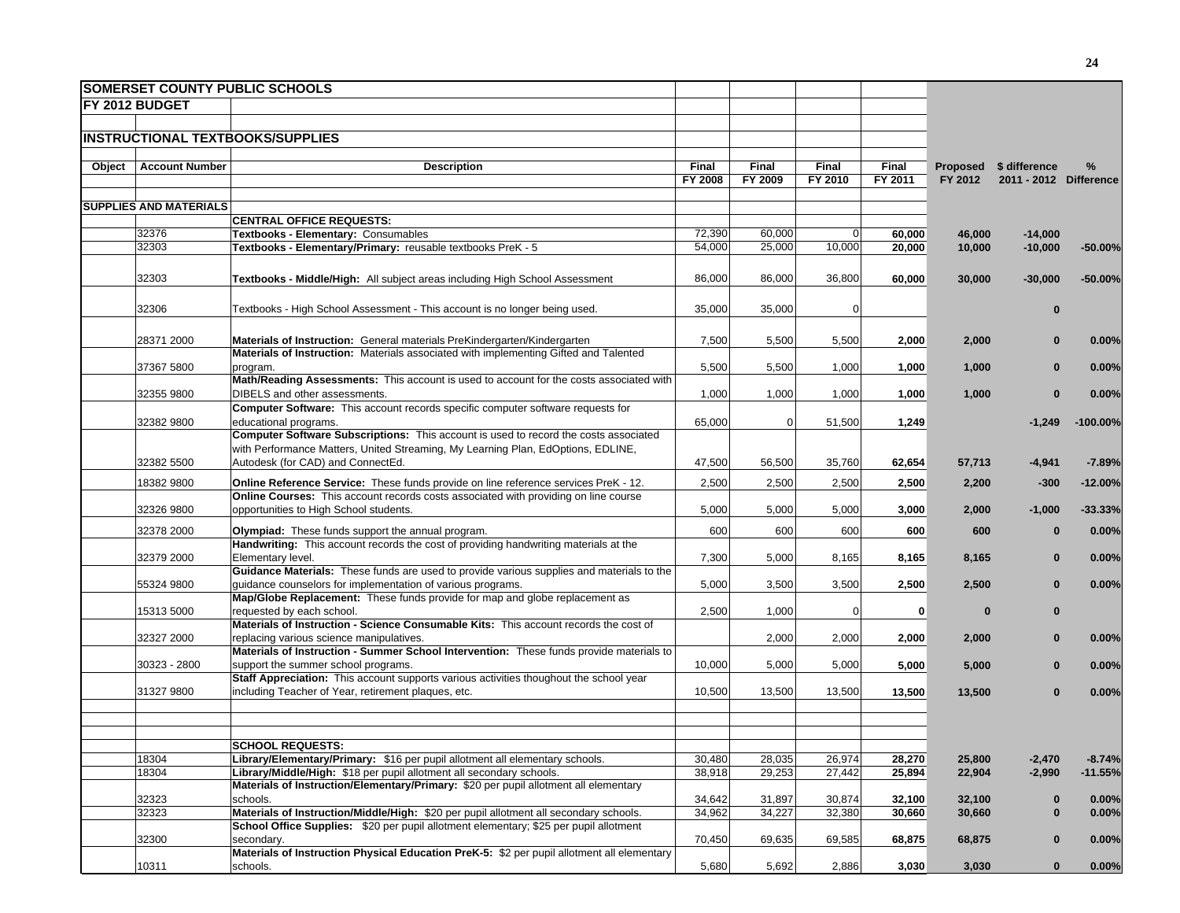**SOMERSET COUNTY PUBLIC SCHOOLS**

**FY 2012 BUDGET**

**INSTRUCTIONAL TEXTBOOKS/SUPPLIES**

| Object | Account Number | Description | Final FY 2008 | Final FY 2009 | Final FY 2010 | Final FY 2011 | Proposed FY 2012 | $ difference 2011 - 2012 | % Difference |
|---|---|---|---|---|---|---|---|---|---|
| **SUPPLIES AND MATERIALS** | | | | | | | | | |
| | | **CENTRAL OFFICE REQUESTS:** | | | | | | | |
| | 32376 | **Textbooks - Elementary:** Consumables | 72,390 | 60,000 | 0 | **60,000** | **46,000** | **-14,000** | |
| | 32303 | **Textbooks - Elementary/Primary:** reusable textbooks PreK - 5 | 54,000 | 25,000 | 10,000 | **20,000** | **10,000** | **-10,000** | **-50.00%** |
| | 32303 | **Textbooks - Middle/High:** All subject areas including High School Assessment | 86,000 | 86,000 | 36,800 | **60,000** | **30,000** | **-30,000** | **-50.00%** |
| | 32306 | Textbooks - High School Assessment - This account is no longer being used. | 35,000 | 35,000 | 0 | | | **0** | |
| | 28371 2000 | **Materials of Instruction:** General materials PreKindergarten/Kindergarten | 7,500 | 5,500 | 5,500 | **2,000** | **2,000** | **0** | **0.00%** |
| | 37367 5800 | **Materials of Instruction:** Materials associated with implementing Gifted and Talented program. | 5,500 | 5,500 | 1,000 | **1,000** | **1,000** | **0** | **0.00%** |
| | 32355 9800 | **Math/Reading Assessments:** This account is used to account for the costs associated with DIBELS and other assessments. | 1,000 | 1,000 | 1,000 | **1,000** | **1,000** | **0** | **0.00%** |
| | 32382 9800 | **Computer Software:** This account records specific computer software requests for educational programs. | 65,000 | 0 | 51,500 | **1,249** | | **-1,249** | **-100.00%** |
| | 32382 5500 | **Computer Software Subscriptions:** This account is used to record the costs associated with Performance Matters, United Streaming, My Learning Plan, EdOptions, EDLINE, Autodesk (for CAD) and ConnectEd. | 47,500 | 56,500 | 35,760 | **62,654** | **57,713** | **-4,941** | **-7.89%** |
| | 18382 9800 | **Online Reference Service:** These funds provide on line reference services PreK - 12. | 2,500 | 2,500 | 2,500 | **2,500** | **2,200** | **-300** | **-12.00%** |
| | 32326 9800 | **Online Courses:** This account records costs associated with providing on line course opportunities to High School students. | 5,000 | 5,000 | 5,000 | **3,000** | **2,000** | **-1,000** | **-33.33%** |
| | 32378 2000 | **Olympiad:** These funds support the annual program. | 600 | 600 | 600 | **600** | **600** | **0** | **0.00%** |
| | 32379 2000 | **Handwriting:** This account records the cost of providing handwriting materials at the Elementary level. | 7,300 | 5,000 | 8,165 | **8,165** | **8,165** | **0** | **0.00%** |
| | 55324 9800 | **Guidance Materials:** These funds are used to provide various supplies and materials to the guidance counselors for implementation of various programs. | 5,000 | 3,500 | 3,500 | **2,500** | **2,500** | **0** | **0.00%** |
| | 15313 5000 | **Map/Globe Replacement:** These funds provide for map and globe replacement as requested by each school. | 2,500 | 1,000 | 0 | **0** | **0** | **0** | |
| | 32327 2000 | **Materials of Instruction - Science Consumable Kits:** This account records the cost of replacing various science manipulatives. | | 2,000 | 2,000 | **2,000** | **2,000** | **0** | **0.00%** |
| | 30323 - 2800 | **Materials of Instruction - Summer School Intervention:** These funds provide materials to support the summer school programs. | 10,000 | 5,000 | 5,000 | **5,000** | **5,000** | **0** | **0.00%** |
| | 31327 9800 | **Staff Appreciation:** This account supports various activities thoughout the school year including Teacher of Year, retirement plaques, etc. | 10,500 | 13,500 | 13,500 | **13,500** | **13,500** | **0** | **0.00%** |
| | | **SCHOOL REQUESTS:** | | | | | | | |
| | 18304 | **Library/Elementary/Primary:** $16 per pupil allotment all elementary schools. | 30,480 | 28,035 | 26,974 | **28,270** | **25,800** | **-2,470** | **-8.74%** |
| | 18304 | **Library/Middle/High:** $18 per pupil allotment all secondary schools. | 38,918 | 29,253 | 27,442 | **25,894** | **22,904** | **-2,990** | **-11.55%** |
| | 32323 | **Materials of Instruction/Elementary/Primary:** $20 per pupil allotment all elementary schools. | 34,642 | 31,897 | 30,874 | **32,100** | **32,100** | **0** | **0.00%** |
| | 32323 | **Materials of Instruction/Middle/High:** $20 per pupil allotment all secondary schools. | 34,962 | 34,227 | 32,380 | **30,660** | **30,660** | **0** | **0.00%** |
| | 32300 | **School Office Supplies:** $20 per pupil allotment elementary; $25 per pupil allotment secondary. | 70,450 | 69,635 | 69,585 | **68,875** | **68,875** | **0** | **0.00%** |
| | 10311 | **Materials of Instruction Physical Education PreK-5:** $2 per pupil allotment all elementary schools. | 5,680 | 5,692 | 2,886 | **3,030** | **3,030** | **0** | **0.00%** |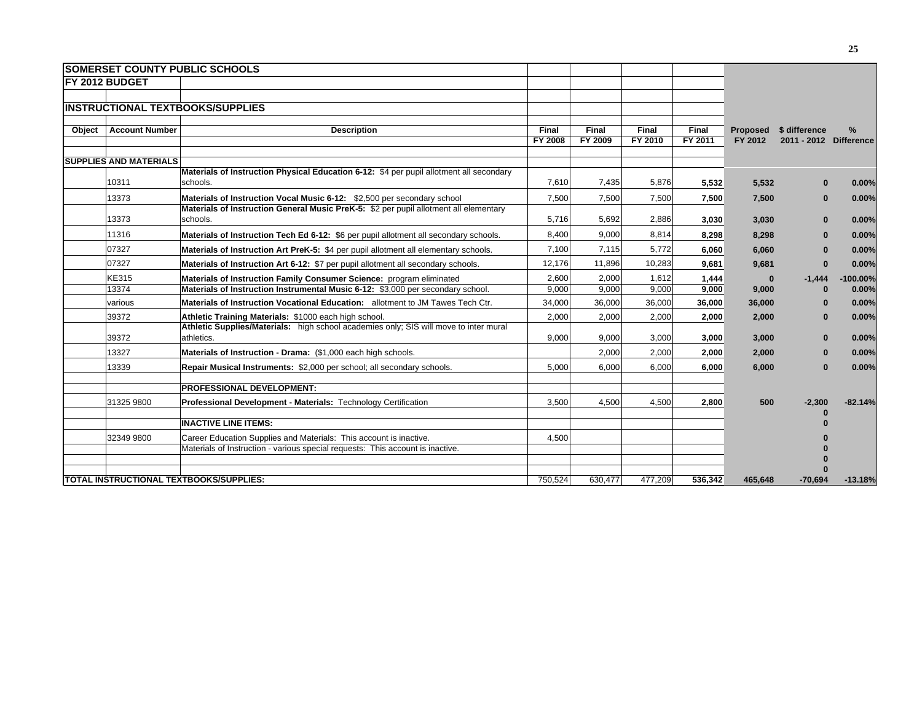**SOMERSET COUNTY PUBLIC SCHOOLS**

**FY 2012 BUDGET**

**INSTRUCTIONAL TEXTBOOKS/SUPPLIES**

| Object | Account Number | Description | Final FY 2008 | Final FY 2009 | Final FY 2010 | Final FY 2011 | Proposed FY 2012 | $ difference 2011 - 2012 | % Difference |
|---|---|---|---|---|---|---|---|---|---|
| **SUPPLIES AND MATERIALS** | | | | | | | | | |
| | 10311 | **Materials of Instruction Physical Education 6-12:** $4 per pupil allotment all secondary schools. | 7,610 | 7,435 | 5,876 | **5,532** | **5,532** | **0** | **0.00%** |
| | 13373 | **Materials of Instruction Vocal Music 6-12:** $2,500 per secondary school | 7,500 | 7,500 | 7,500 | **7,500** | **7,500** | **0** | **0.00%** |
| | 13373 | **Materials of Instruction General Music PreK-5:** $2 per pupil allotment all elementary schools. | 5,716 | 5,692 | 2,886 | **3,030** | **3,030** | **0** | **0.00%** |
| | 11316 | **Materials of Instruction Tech Ed 6-12:** $6 per pupil allotment all secondary schools. | 8,400 | 9,000 | 8,814 | **8,298** | **8,298** | **0** | **0.00%** |
| | 07327 | **Materials of Instruction Art PreK-5:** $4 per pupil allotment all elementary schools. | 7,100 | 7,115 | 5,772 | **6,060** | **6,060** | **0** | **0.00%** |
| | 07327 | **Materials of Instruction Art 6-12:** $7 per pupil allotment all secondary schools. | 12,176 | 11,896 | 10,283 | **9,681** | **9,681** | **0** | **0.00%** |
| | KE315 | **Materials of Instruction Family Consumer Science:** program eliminated | 2,600 | 2,000 | 1,612 | **1,444** | **0** | **-1,444** | **-100.00%** |
| | 13374 | **Materials of Instruction Instrumental Music 6-12:** $3,000 per secondary school. | 9,000 | 9,000 | 9,000 | **9,000** | **9,000** | **0** | **0.00%** |
| | various | **Materials of Instruction Vocational Education:** allotment to JM Tawes Tech Ctr. | 34,000 | 36,000 | 36,000 | **36,000** | **36,000** | **0** | **0.00%** |
| | 39372 | **Athletic Training Materials:** $1000 each high school. | 2,000 | 2,000 | 2,000 | **2,000** | **2,000** | **0** | **0.00%** |
| | 39372 | **Athletic Supplies/Materials:** high school academies only; SIS will move to inter mural athletics. | 9,000 | 9,000 | 3,000 | **3,000** | **3,000** | **0** | **0.00%** |
| | 13327 | **Materials of Instruction - Drama:** ($1,000 each high schools. | | 2,000 | 2,000 | **2,000** | **2,000** | **0** | **0.00%** |
| | 13339 | **Repair Musical Instruments:** $2,000 per school; all secondary schools. | 5,000 | 6,000 | 6,000 | **6,000** | **6,000** | **0** | **0.00%** |
| | | **PROFESSIONAL DEVELOPMENT:** | | | | | | | |
| | 31325 9800 | **Professional Development - Materials:** Technology Certification | 3,500 | 4,500 | 4,500 | **2,800** | **500** | **-2,300** | **-82.14%** |
| | | | | | | | | **0** | |
| | | **INACTIVE LINE ITEMS:** | | | | | | **0** | |
| | 32349 9800 | Career Education Supplies and Materials: This account is inactive. | 4,500 | | | | | **0** | |
| | | Materials of Instruction - various special requests: This account is inactive. | | | | | | **0** | |
| | | | | | | | | **0** | |
| | | | | | | | | **0** | |
| **TOTAL INSTRUCTIONAL TEXTBOOKS/SUPPLIES:** | | | 750,524 | 630,477 | 477,209 | **536,342** | **465,648** | **-70,694** | **-13.18%** |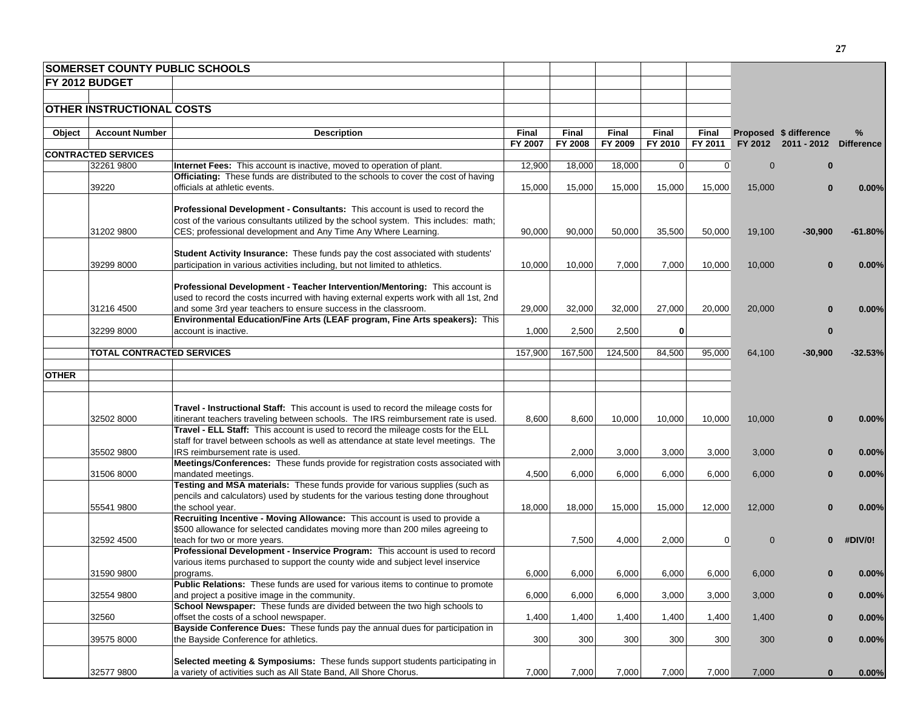| **SOMERSET COUNTY PUBLIC SCHOOLS** | | | | | | | | | | |
|---|---|---|---|---|---|---|---|---|---|---|
| **FY 2012 BUDGET** | | | | | | | | | | |
| **OTHER INSTRUCTIONAL COSTS** | | | | | | | | | | |
| **Object** | **Account Number** | **Description** | **Final FY 2007** | **Final FY 2008** | **Final FY 2009** | **Final FY 2010** | **Final FY 2011** | **Proposed FY 2012** | **$ difference 2011 - 2012** | **% Difference** |
| **CONTRACTED SERVICES** | | | | | | | | | | |
| | 32261 9800 | **Internet Fees:** This account is inactive, moved to operation of plant. | 12,900 | 18,000 | 18,000 | 0 | 0 | 0 | **0** | |
| | 39220 | **Officiating:** These funds are distributed to the schools to cover the cost of having officials at athletic events. | 15,000 | 15,000 | 15,000 | 15,000 | 15,000 | 15,000 | **0** | **0.00%** |
| | 31202 9800 | **Professional Development - Consultants:** This account is used to record the cost of the various consultants utilized by the school system. This includes: math; CES; professional development and Any Time Any Where Learning. | 90,000 | 90,000 | 50,000 | 35,500 | 50,000 | 19,100 | **-30,900** | **-61.80%** |
| | 39299 8000 | **Student Activity Insurance:** These funds pay the cost associated with students' participation in various activities including, but not limited to athletics. | 10,000 | 10,000 | 7,000 | 7,000 | 10,000 | 10,000 | **0** | **0.00%** |
| | 31216 4500 | **Professional Development - Teacher Intervention/Mentoring:** This account is used to record the costs incurred with having external experts work with all 1st, 2nd and some 3rd year teachers to ensure success in the classroom. | 29,000 | 32,000 | 32,000 | 27,000 | 20,000 | 20,000 | **0** | **0.00%** |
| | 32299 8000 | **Environmental Education/Fine Arts (LEAF program, Fine Arts speakers):** This account is inactive. | 1,000 | 2,500 | 2,500 | **0** | | | **0** | |
| | **TOTAL CONTRACTED SERVICES** | | 157,900 | 167,500 | 124,500 | 84,500 | 95,000 | 64,100 | **-30,900** | **-32.53%** |
| **OTHER** | | | | | | | | | | |
| | 32502 8000 | **Travel - Instructional Staff:** This account is used to record the mileage costs for itinerant teachers traveling between schools. The IRS reimbursement rate is used. | 8,600 | 8,600 | 10,000 | 10,000 | 10,000 | 10,000 | **0** | **0.00%** |
| | 35502 9800 | **Travel - ELL Staff:** This account is used to record the mileage costs for the ELL staff for travel between schools as well as attendance at state level meetings. The IRS reimbursement rate is used. | | 2,000 | 3,000 | 3,000 | 3,000 | 3,000 | **0** | **0.00%** |
| | 31506 8000 | **Meetings/Conferences:** These funds provide for registration costs associated with mandated meetings. | 4,500 | 6,000 | 6,000 | 6,000 | 6,000 | 6,000 | **0** | **0.00%** |
| | 55541 9800 | **Testing and MSA materials:** These funds provide for various supplies (such as pencils and calculators) used by students for the various testing done throughout the school year. | 18,000 | 18,000 | 15,000 | 15,000 | 12,000 | 12,000 | **0** | **0.00%** |
| | 32592 4500 | **Recruiting Incentive - Moving Allowance:** This account is used to provide a $500 allowance for selected candidates moving more than 200 miles agreeing to teach for two or more years. | | 7,500 | 4,000 | 2,000 | 0 | 0 | **0** | **#DIV/0!** |
| | 31590 9800 | **Professional Development - Inservice Program:** This account is used to record various items purchased to support the county wide and subject level inservice programs. | 6,000 | 6,000 | 6,000 | 6,000 | 6,000 | 6,000 | **0** | **0.00%** |
| | 32554 9800 | **Public Relations:** These funds are used for various items to continue to promote and project a positive image in the community. | 6,000 | 6,000 | 6,000 | 3,000 | 3,000 | 3,000 | **0** | **0.00%** |
| | 32560 | **School Newspaper:** These funds are divided between the two high schools to offset the costs of a school newspaper. | 1,400 | 1,400 | 1,400 | 1,400 | 1,400 | 1,400 | **0** | **0.00%** |
| | 39575 8000 | **Bayside Conference Dues:** These funds pay the annual dues for participation in the Bayside Conference for athletics. | 300 | 300 | 300 | 300 | 300 | 300 | **0** | **0.00%** |
| | 32577 9800 | **Selected meeting & Symposiums:** These funds support students participating in a variety of activities such as All State Band, All Shore Chorus. | 7,000 | 7,000 | 7,000 | 7,000 | 7,000 | 7,000 | **0** | **0.00%** |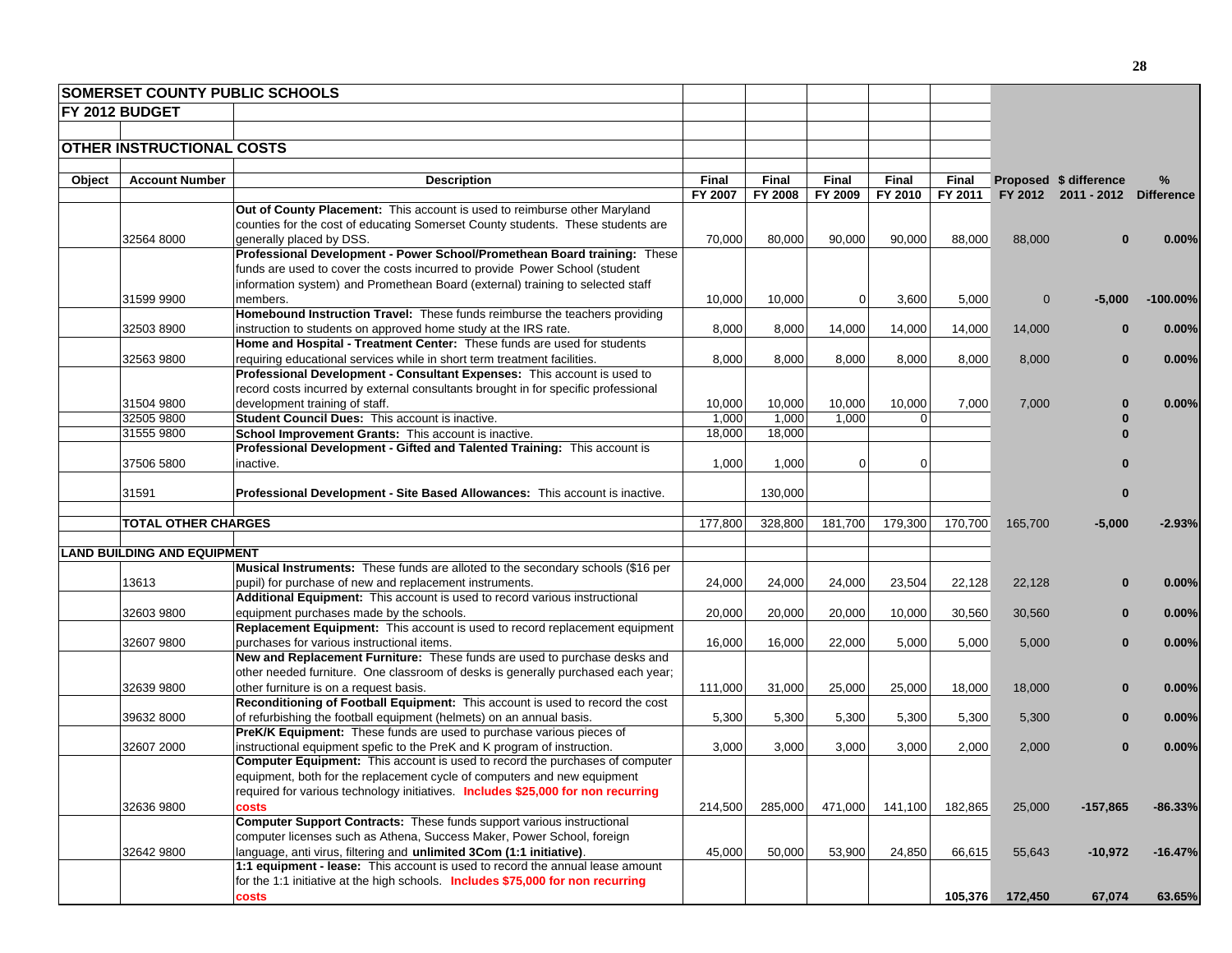**SOMERSET COUNTY PUBLIC SCHOOLS**

**FY 2012 BUDGET**

**OTHER INSTRUCTIONAL COSTS**

| Object | Account Number | Description | Final FY 2007 | Final FY 2008 | Final FY 2009 | Final FY 2010 | Final FY 2011 | Proposed FY 2012 | $ difference 2011 - 2012 | % Difference |
|---|---|---|---|---|---|---|---|---|---|---|
| | 32564 8000 | **Out of County Placement:** This account is used to reimburse other Maryland counties for the cost of educating Somerset County students. These students are generally placed by DSS. | 70,000 | 80,000 | 90,000 | 90,000 | 88,000 | 88,000 | **0** | **0.00%** |
| | 31599 9900 | **Professional Development - Power School/Promethean Board training:** These funds are used to cover the costs incurred to provide Power School (student information system) and Promethean Board (external) training to selected staff members. | 10,000 | 10,000 | 0 | 3,600 | 5,000 | 0 | **-5,000** | **-100.00%** |
| | 32503 8900 | **Homebound Instruction Travel:** These funds reimburse the teachers providing instruction to students on approved home study at the IRS rate. | 8,000 | 8,000 | 14,000 | 14,000 | 14,000 | 14,000 | **0** | **0.00%** |
| | 32563 9800 | **Home and Hospital - Treatment Center:** These funds are used for students requiring educational services while in short term treatment facilities. | 8,000 | 8,000 | 8,000 | 8,000 | 8,000 | 8,000 | **0** | **0.00%** |
| | 31504 9800 | **Professional Development - Consultant Expenses:** This account is used to record costs incurred by external consultants brought in for specific professional development training of staff. | 10,000 | 10,000 | 10,000 | 10,000 | 7,000 | 7,000 | **0** | **0.00%** |
| | 32505 9800 | **Student Council Dues:** This account is inactive. | 1,000 | 1,000 | 1,000 | 0 | | | **0** | |
| | 31555 9800 | **School Improvement Grants:** This account is inactive. | 18,000 | 18,000 | | | | | **0** | |
| | 37506 5800 | **Professional Development - Gifted and Talented Training:** This account is inactive. | 1,000 | 1,000 | 0 | 0 | | | **0** | |
| | 31591 | **Professional Development - Site Based Allowances:** This account is inactive. | | 130,000 | | | | | **0** | |
| | **TOTAL OTHER CHARGES** | | 177,800 | 328,800 | 181,700 | 179,300 | 170,700 | 165,700 | **-5,000** | **-2.93%** |
| **LAND BUILDING AND EQUIPMENT** | | | | | | | | | | |
| | 13613 | **Musical Instruments:** These funds are alloted to the secondary schools ($16 per pupil) for purchase of new and replacement instruments. | 24,000 | 24,000 | 24,000 | 23,504 | 22,128 | 22,128 | **0** | **0.00%** |
| | 32603 9800 | **Additional Equipment:** This account is used to record various instructional equipment purchases made by the schools. | 20,000 | 20,000 | 20,000 | 10,000 | 30,560 | 30,560 | **0** | **0.00%** |
| | 32607 9800 | **Replacement Equipment:** This account is used to record replacement equipment purchases for various instructional items. | 16,000 | 16,000 | 22,000 | 5,000 | 5,000 | 5,000 | **0** | **0.00%** |
| | 32639 9800 | **New and Replacement Furniture:** These funds are used to purchase desks and other needed furniture. One classroom of desks is generally purchased each year; other furniture is on a request basis. | 111,000 | 31,000 | 25,000 | 25,000 | 18,000 | 18,000 | **0** | **0.00%** |
| | 39632 8000 | **Reconditioning of Football Equipment:** This account is used to record the cost of refurbishing the football equipment (helmets) on an annual basis. | 5,300 | 5,300 | 5,300 | 5,300 | 5,300 | 5,300 | **0** | **0.00%** |
| | 32607 2000 | **PreK/K Equipment:** These funds are used to purchase various pieces of instructional equipment spefic to the PreK and K program of instruction. | 3,000 | 3,000 | 3,000 | 3,000 | 2,000 | 2,000 | **0** | **0.00%** |
| | 32636 9800 | **Computer Equipment:** This account is used to record the purchases of computer equipment, both for the replacement cycle of computers and new equipment required for various technology initiatives. **Includes $25,000 for non recurring costs** | 214,500 | 285,000 | 471,000 | 141,100 | 182,865 | 25,000 | **-157,865** | **-86.33%** |
| | 32642 9800 | **Computer Support Contracts:** These funds support various instructional computer licenses such as Athena, Success Maker, Power School, foreign language, anti virus, filtering and **unlimited 3Com (1:1 initiative)**. | 45,000 | 50,000 | 53,900 | 24,850 | 66,615 | 55,643 | **-10,972** | **-16.47%** |
| | | **1:1 equipment - lease:** This account is used to record the annual lease amount for the 1:1 initiative at the high schools. **Includes $75,000 for non recurring costs** | | | | | 105,376 | 172,450 | **67,074** | **63.65%** |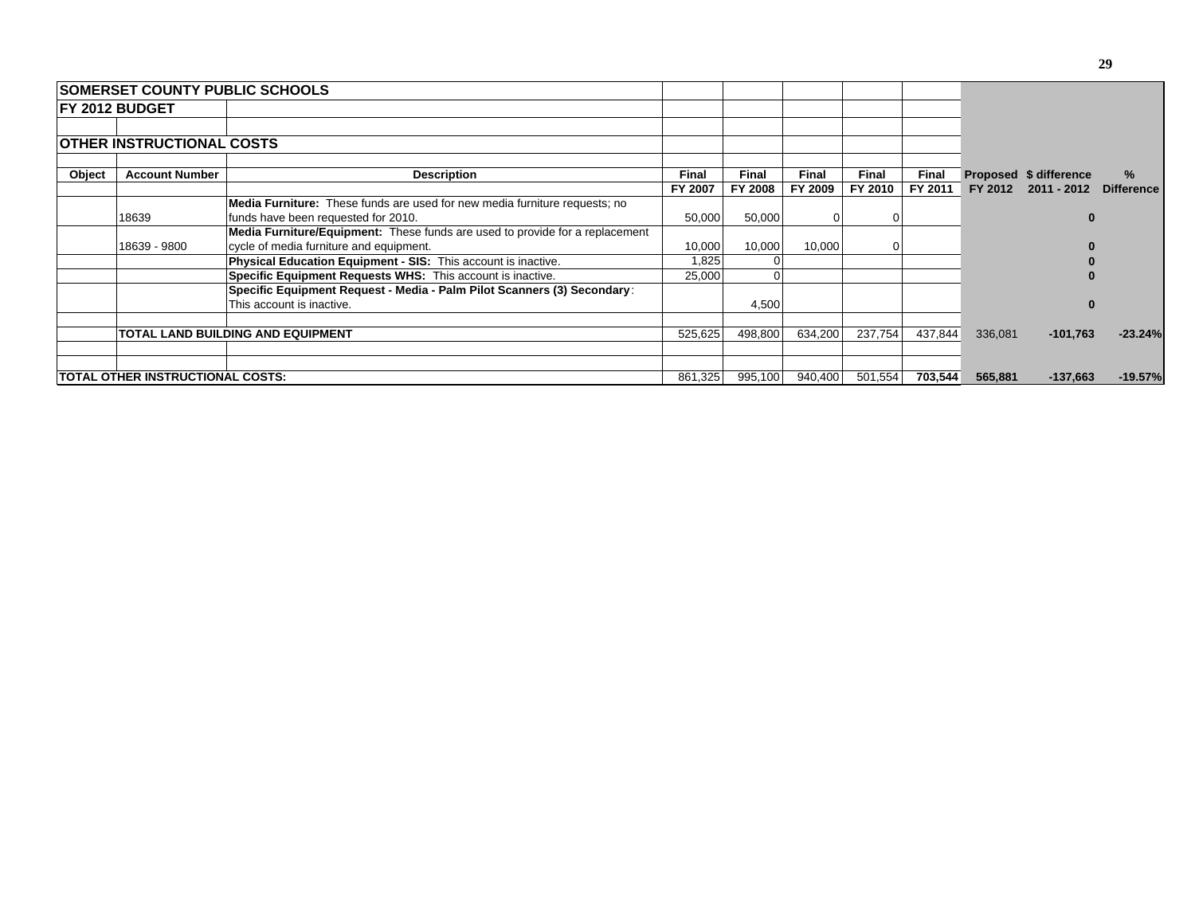**SOMERSET COUNTY PUBLIC SCHOOLS**

**FY 2012 BUDGET**

**OTHER INSTRUCTIONAL COSTS**

| Object | Account Number | Description | Final FY 2007 | Final FY 2008 | Final FY 2009 | Final FY 2010 | Final FY 2011 | Proposed FY 2012 | $ difference 2011 - 2012 | % Difference |
|---|---|---|---|---|---|---|---|---|---|---|
| | 18639 | **Media Furniture:** These funds are used for new media furniture requests; no funds have been requested for 2010. | 50,000 | 50,000 | 0 | 0 | | | **0** | |
| | 18639 - 9800 | **Media Furniture/Equipment:** These funds are used to provide for a replacement cycle of media furniture and equipment. | 10,000 | 10,000 | 10,000 | 0 | | | **0** | |
| | | **Physical Education Equipment - SIS:** This account is inactive. | 1,825 | 0 | | | | | **0** | |
| | | **Specific Equipment Requests WHS:** This account is inactive. | 25,000 | 0 | | | | | **0** | |
| | | **Specific Equipment Request - Media - Palm Pilot Scanners (3) Secondary**: This account is inactive. | | 4,500 | | | | | **0** | |
| | **TOTAL LAND BUILDING AND EQUIPMENT** | | 525,625 | 498,800 | 634,200 | 237,754 | 437,844 | 336,081 | **-101,763** | **-23.24%** |
| **TOTAL OTHER INSTRUCTIONAL COSTS:** | | | 861,325 | 995,100 | 940,400 | 501,554 | **703,544** | **565,881** | **-137,663** | **-19.57%** |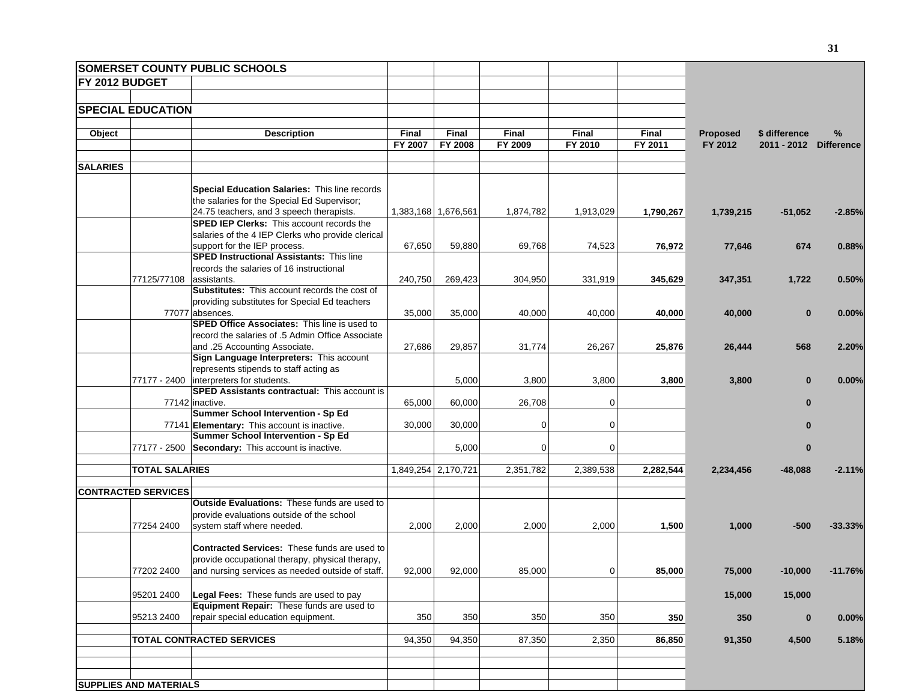**SOMERSET COUNTY PUBLIC SCHOOLS**

**FY 2012 BUDGET**

**SPECIAL EDUCATION**

| Object | | Description | Final FY 2007 | Final FY 2008 | Final FY 2009 | Final FY 2010 | Final FY 2011 | Proposed FY 2012 | $ difference 2011 - 2012 | % Difference |
|---|---|---|---|---|---|---|---|---|---|---|
| **SALARIES** | | | | | | | | | | |
| | | **Special Education Salaries:** This line records the salaries for the Special Ed Supervisor; 24.75 teachers, and 3 speech therapists. | 1,383,168 | 1,676,561 | 1,874,782 | 1,913,029 | **1,790,267** | **1,739,215** | **-51,052** | **-2.85%** |
| | | **SPED IEP Clerks:** This account records the salaries of the 4 IEP Clerks who provide clerical support for the IEP process. | 67,650 | 59,880 | 69,768 | 74,523 | **76,972** | **77,646** | **674** | **0.88%** |
| | 77125/77108 | **SPED Instructional Assistants:** This line records the salaries of 16 instructional assistants. | 240,750 | 269,423 | 304,950 | 331,919 | **345,629** | **347,351** | **1,722** | **0.50%** |
| | 77077 | **Substitutes:** This account records the cost of providing substitutes for Special Ed teachers absences. | 35,000 | 35,000 | 40,000 | 40,000 | **40,000** | **40,000** | **0** | **0.00%** |
| | | **SPED Office Associates:** This line is used to record the salaries of .5 Admin Office Associate and .25 Accounting Associate. | 27,686 | 29,857 | 31,774 | 26,267 | **25,876** | **26,444** | **568** | **2.20%** |
| | 77177 - 2400 | **Sign Language Interpreters:** This account represents stipends to staff acting as interpreters for students. | | 5,000 | 3,800 | 3,800 | **3,800** | **3,800** | **0** | **0.00%** |
| | 77142 | **SPED Assistants contractual:** This account is inactive. | 65,000 | 60,000 | 26,708 | 0 | | | **0** | |
| | 77141 | **Summer School Intervention - Sp Ed Elementary:** This account is inactive. | 30,000 | 30,000 | 0 | 0 | | | **0** | |
| | 77177 - 2500 | **Summer School Intervention - Sp Ed Secondary:** This account is inactive. | | 5,000 | 0 | 0 | | | **0** | |
| | **TOTAL SALARIES** | | 1,849,254 | 2,170,721 | 2,351,782 | 2,389,538 | **2,282,544** | **2,234,456** | **-48,088** | **-2.11%** |
| **CONTRACTED SERVICES** | | | | | | | | | | |
| | 77254 2400 | **Outside Evaluations:** These funds are used to provide evaluations outside of the school system staff where needed. | 2,000 | 2,000 | 2,000 | 2,000 | **1,500** | **1,000** | **-500** | **-33.33%** |
| | 77202 2400 | **Contracted Services:** These funds are used to provide occupational therapy, physical therapy, and nursing services as needed outside of staff. | 92,000 | 92,000 | 85,000 | 0 | **85,000** | **75,000** | **-10,000** | **-11.76%** |
| | 95201 2400 | **Legal Fees:** These funds are used to pay | | | | | | **15,000** | **15,000** | |
| | 95213 2400 | **Equipment Repair:** These funds are used to repair special education equipment. | 350 | 350 | 350 | 350 | **350** | **350** | **0** | **0.00%** |
| | **TOTAL CONTRACTED SERVICES** | | 94,350 | 94,350 | 87,350 | 2,350 | **86,850** | **91,350** | **4,500** | **5.18%** |
| **SUPPLIES AND MATERIALS** | | | | | | | | | | |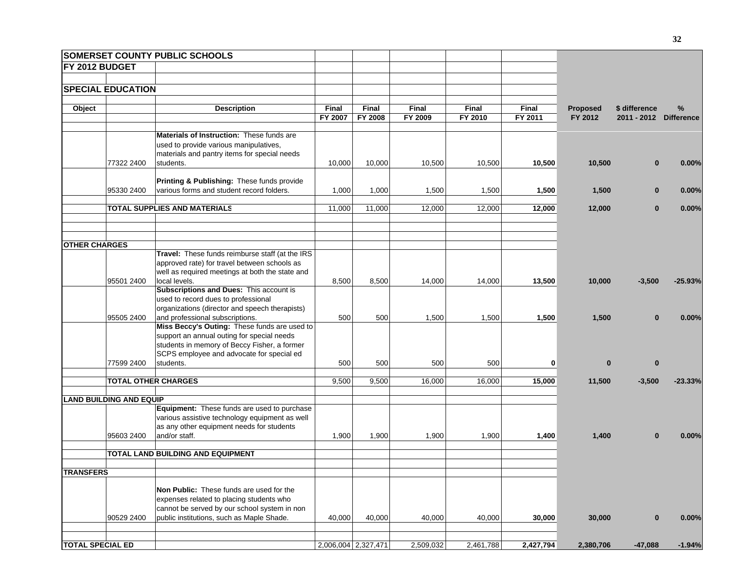| SOMERSET COUNTY PUBLIC SCHOOLS | | | | | | | | | | | |
|---|---|---|---|---|---|---|---|---|---|---|---|
| FY 2012 BUDGET | | | | | | | | | | | |
| | | | | | | | | | | | |
| SPECIAL EDUCATION | | | | | | | | | | | |
| | | | | | | | | | | | |
| Object | | Description | Final FY 2007 | Final FY 2008 | Final FY 2009 | Final FY 2010 | Final FY 2011 | Proposed FY 2012 | $ difference 2011 - 2012 | % Difference |
| | 77322 2400 | **Materials of Instruction:** These funds are used to provide various manipulatives, materials and pantry items for special needs students. | 10,000 | 10,000 | 10,500 | 10,500 | **10,500** | **10,500** | **0** | **0.00%** |
| | 95330 2400 | **Printing & Publishing:** These funds provide various forms and student record folders. | 1,000 | 1,000 | 1,500 | 1,500 | **1,500** | **1,500** | **0** | **0.00%** |
| | **TOTAL SUPPLIES AND MATERIALS** | | 11,000 | 11,000 | 12,000 | 12,000 | **12,000** | **12,000** | **0** | **0.00%** |
| **OTHER CHARGES** | | | | | | | | | | |
| | 95501 2400 | **Travel:** These funds reimburse staff (at the IRS approved rate) for travel between schools as well as required meetings at both the state and local levels. | 8,500 | 8,500 | 14,000 | 14,000 | **13,500** | **10,000** | **-3,500** | **-25.93%** |
| | 95505 2400 | **Subscriptions and Dues:** This account is used to record dues to professional organizations (director and speech therapists) and professional subscriptions. | 500 | 500 | 1,500 | 1,500 | **1,500** | **1,500** | **0** | **0.00%** |
| | 77599 2400 | **Miss Beccy's Outing:** These funds are used to support an annual outing for special needs students in memory of Beccy Fisher, a former SCPS employee and advocate for special ed students. | 500 | 500 | 500 | 500 | **0** | **0** | **0** | |
| | **TOTAL OTHER CHARGES** | | 9,500 | 9,500 | 16,000 | 16,000 | **15,000** | **11,500** | **-3,500** | **-23.33%** |
| **LAND BUILDING AND EQUIP** | | | | | | | | | | |
| | 95603 2400 | **Equipment:** These funds are used to purchase various assistive technology equipment as well as any other equipment needs for students and/or staff. | 1,900 | 1,900 | 1,900 | 1,900 | **1,400** | **1,400** | **0** | **0.00%** |
| | **TOTAL LAND BUILDING AND EQUIPMENT** | | | | | | | | | |
| **TRANSFERS** | | | | | | | | | | |
| | 90529 2400 | **Non Public:** These funds are used for the expenses related to placing students who cannot be served by our school system in non public institutions, such as Maple Shade. | 40,000 | 40,000 | 40,000 | 40,000 | **30,000** | **30,000** | **0** | **0.00%** |
| **TOTAL SPECIAL ED** | | | 2,006,004 | 2,327,471 | 2,509,032 | 2,461,788 | **2,427,794** | **2,380,706** | **-47,088** | **-1.94%** |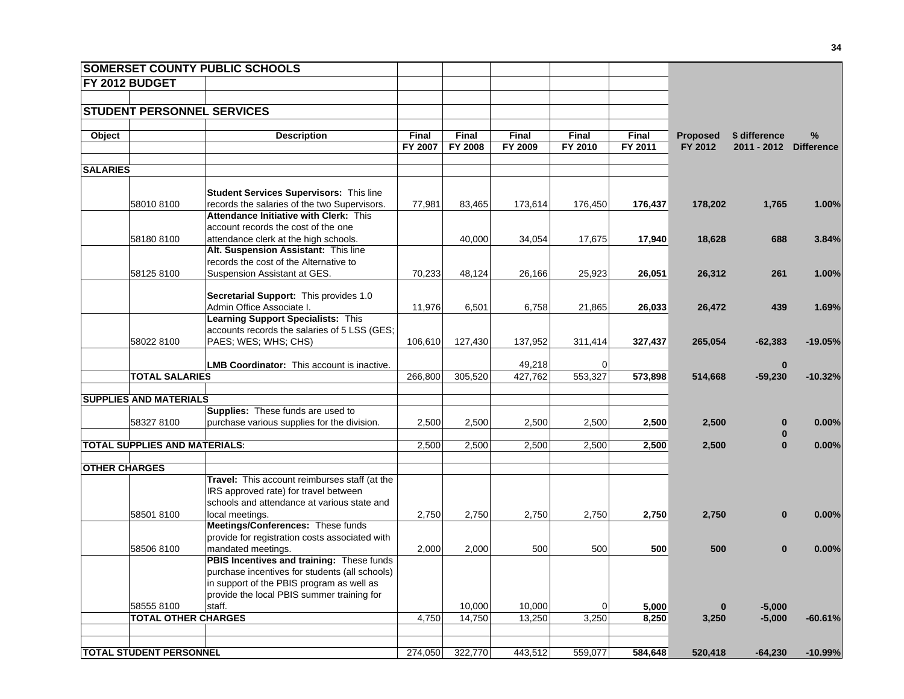## SOMERSET COUNTY PUBLIC SCHOOLS

## FY 2012 BUDGET

## STUDENT PERSONNEL SERVICES

| Object | | Description | Final FY 2007 | Final FY 2008 | Final FY 2009 | Final FY 2010 | Final FY 2011 | Proposed FY 2012 | $ difference 2011 - 2012 | % Difference |
|---|---|---|---|---|---|---|---|---|---|---|
| **SALARIES** | | | | | | | | | | |
| | 58010 8100 | **Student Services Supervisors:** This line records the salaries of the two Supervisors. | 77,981 | 83,465 | 173,614 | 176,450 | **176,437** | **178,202** | **1,765** | **1.00%** |
| | 58180 8100 | **Attendance Initiative with Clerk:** This account records the cost of the one attendance clerk at the high schools. | | 40,000 | 34,054 | 17,675 | **17,940** | **18,628** | **688** | **3.84%** |
| | 58125 8100 | **Alt. Suspension Assistant:** This line records the cost of the Alternative to Suspension Assistant at GES. | 70,233 | 48,124 | 26,166 | 25,923 | **26,051** | **26,312** | **261** | **1.00%** |
| | | **Secretarial Support:** This provides 1.0 Admin Office Associate I. | 11,976 | 6,501 | 6,758 | 21,865 | **26,033** | **26,472** | **439** | **1.69%** |
| | 58022 8100 | **Learning Support Specialists:** This accounts records the salaries of 5 LSS (GES; PAES; WES; WHS; CHS) | 106,610 | 127,430 | 137,952 | 311,414 | **327,437** | **265,054** | **-62,383** | **-19.05%** |
| | | **LMB Coordinator:** This account is inactive. | | | 49,218 | 0 | | | **0** | |
| | **TOTAL SALARIES** | | 266,800 | 305,520 | 427,762 | 553,327 | **573,898** | **514,668** | **-59,230** | **-10.32%** |
| **SUPPLIES AND MATERIALS** | | | | | | | | | | |
| | 58327 8100 | **Supplies:** These funds are used to purchase various supplies for the division. | 2,500 | 2,500 | 2,500 | 2,500 | **2,500** | **2,500** | **0** | **0.00%** |
| | | | | | | | | | **0** | |
| **TOTAL SUPPLIES AND MATERIALS:** | | | 2,500 | 2,500 | 2,500 | 2,500 | **2,500** | **2,500** | **0** | **0.00%** |
| **OTHER CHARGES** | | | | | | | | | | |
| | 58501 8100 | **Travel:** This account reimburses staff (at the IRS approved rate) for travel between schools and attendance at various state and local meetings. | 2,750 | 2,750 | 2,750 | 2,750 | **2,750** | **2,750** | **0** | **0.00%** |
| | 58506 8100 | **Meetings/Conferences:** These funds provide for registration costs associated with mandated meetings. | 2,000 | 2,000 | 500 | 500 | **500** | **500** | **0** | **0.00%** |
| | 58555 8100 | **PBIS Incentives and training:** These funds purchase incentives for students (all schools) in support of the PBIS program as well as provide the local PBIS summer training for staff. | | 10,000 | 10,000 | 0 | **5,000** | **0** | **-5,000** | |
| | **TOTAL OTHER CHARGES** | | 4,750 | 14,750 | 13,250 | 3,250 | **8,250** | **3,250** | **-5,000** | **-60.61%** |
| **TOTAL STUDENT PERSONNEL** | | | 274,050 | 322,770 | 443,512 | 559,077 | **584,648** | **520,418** | **-64,230** | **-10.99%** |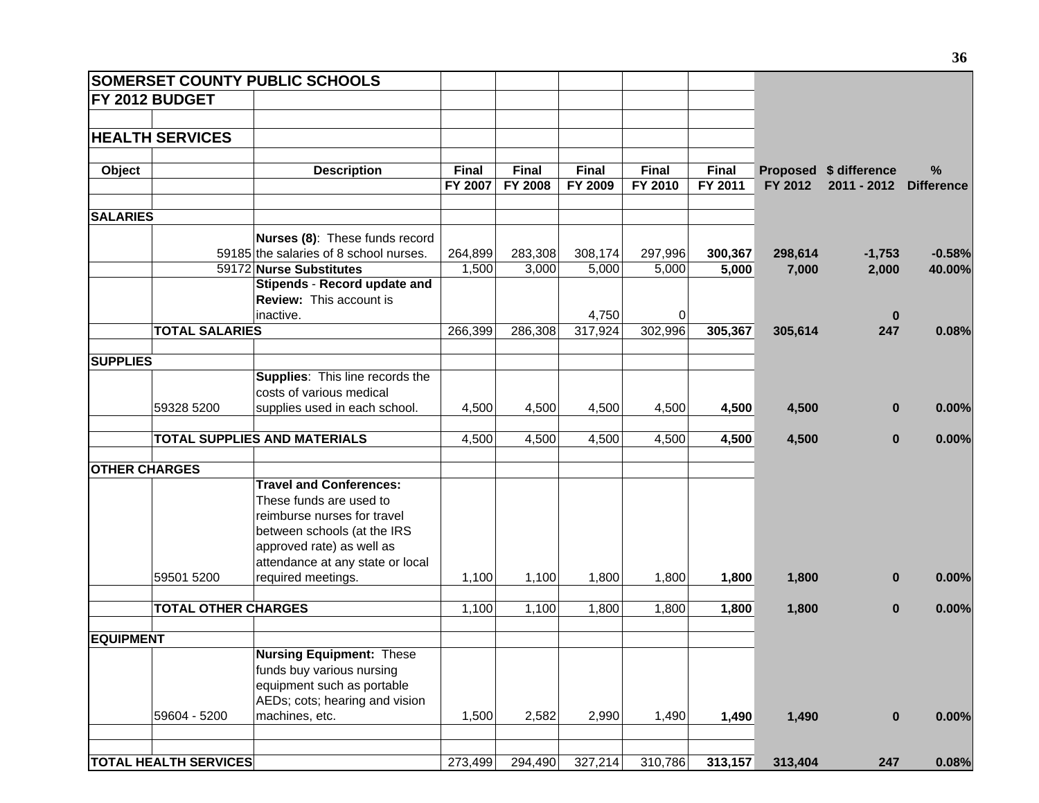| SOMERSET COUNTY PUBLIC SCHOOLS | | | | | | | | | | |
|---|---|---|---|---|---|---|---|---|---|---|
| **FY 2012 BUDGET** | | | | | | | | | | |
| | | | | | | | | | | |
| **HEALTH SERVICES** | | | | | | | | | | |
| | | | | | | | | | | |
| **Object** | | **Description** | **Final FY 2007** | **Final FY 2008** | **Final FY 2009** | **Final FY 2010** | **Final FY 2011** | **Proposed FY 2012** | **$ difference 2011 - 2012** | **% Difference** |
| | | | | | | | | | | |
| **SALARIES** | | | | | | | | | | |
| | 59185 | **Nurses (8)**: These funds record the salaries of 8 school nurses. | 264,899 | 283,308 | 308,174 | 297,996 | **300,367** | **298,614** | **-1,753** | **-0.58%** |
| | 59172 | **Nurse Substitutes** | 1,500 | 3,000 | 5,000 | 5,000 | **5,000** | **7,000** | **2,000** | **40.00%** |
| | | **Stipends** - **Record update and Review:** This account is inactive. | | | 4,750 | 0 | | | **0** | |
| | **TOTAL SALARIES** | | 266,399 | 286,308 | 317,924 | 302,996 | **305,367** | **305,614** | **247** | **0.08%** |
| | | | | | | | | | | |
| **SUPPLIES** | | | | | | | | | | |
| | 59328 5200 | **Supplies**: This line records the costs of various medical supplies used in each school. | 4,500 | 4,500 | 4,500 | 4,500 | **4,500** | **4,500** | **0** | **0.00%** |
| | | | | | | | | | | |
| | **TOTAL SUPPLIES AND MATERIALS** | | 4,500 | 4,500 | 4,500 | 4,500 | **4,500** | **4,500** | **0** | **0.00%** |
| | | | | | | | | | | |
| **OTHER CHARGES** | | | | | | | | | | |
| | 59501 5200 | **Travel and Conferences:** These funds are used to reimburse nurses for travel between schools (at the IRS approved rate) as well as attendance at any state or local required meetings. | 1,100 | 1,100 | 1,800 | 1,800 | **1,800** | **1,800** | **0** | **0.00%** |
| | | | | | | | | | | |
| | **TOTAL OTHER CHARGES** | | 1,100 | 1,100 | 1,800 | 1,800 | **1,800** | **1,800** | **0** | **0.00%** |
| | | | | | | | | | | |
| **EQUIPMENT** | | | | | | | | | | |
| | 59604 - 5200 | **Nursing Equipment:** These funds buy various nursing equipment such as portable AEDs; cots; hearing and vision machines, etc. | 1,500 | 2,582 | 2,990 | 1,490 | **1,490** | **1,490** | **0** | **0.00%** |
| | | | | | | | | | | |
| | | | | | | | | | | |
| **TOTAL HEALTH SERVICES** | | | 273,499 | 294,490 | 327,214 | 310,786 | **313,157** | **313,404** | **247** | **0.08%** |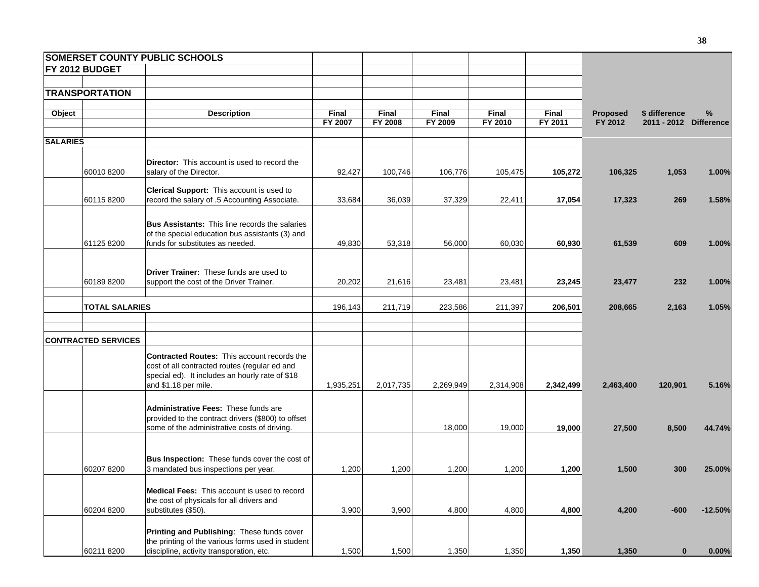# SOMERSET COUNTY PUBLIC SCHOOLS

## FY 2012 BUDGET

## TRANSPORTATION

| Object | | Description | Final FY 2007 | Final FY 2008 | Final FY 2009 | Final FY 2010 | Final FY 2011 | Proposed FY 2012 | $ difference 2011 - 2012 | % Difference |
|---|---|---|---|---|---|---|---|---|---|---|
| **SALARIES** | | | | | | | | | | |
| | 60010 8200 | **Director:** This account is used to record the salary of the Director. | 92,427 | 100,746 | 106,776 | 105,475 | **105,272** | **106,325** | **1,053** | **1.00%** |
| | 60115 8200 | **Clerical Support:** This account is used to record the salary of .5 Accounting Associate. | 33,684 | 36,039 | 37,329 | 22,411 | **17,054** | **17,323** | **269** | **1.58%** |
| | 61125 8200 | **Bus Assistants:** This line records the salaries of the special education bus assistants (3) and funds for substitutes as needed. | 49,830 | 53,318 | 56,000 | 60,030 | **60,930** | **61,539** | **609** | **1.00%** |
| | 60189 8200 | **Driver Trainer:** These funds are used to support the cost of the Driver Trainer. | 20,202 | 21,616 | 23,481 | 23,481 | **23,245** | **23,477** | **232** | **1.00%** |
| | **TOTAL SALARIES** | | 196,143 | 211,719 | 223,586 | 211,397 | **206,501** | **208,665** | **2,163** | **1.05%** |
| **CONTRACTED SERVICES** | | | | | | | | | | |
| | | **Contracted Routes:** This account records the cost of all contracted routes (regular ed and special ed). It includes an hourly rate of $18 and $1.18 per mile. | 1,935,251 | 2,017,735 | 2,269,949 | 2,314,908 | **2,342,499** | **2,463,400** | **120,901** | **5.16%** |
| | | **Administrative Fees:** These funds are provided to the contract drivers ($800) to offset some of the administrative costs of driving. | | | 18,000 | 19,000 | **19,000** | **27,500** | **8,500** | **44.74%** |
| | 60207 8200 | **Bus Inspection:** These funds cover the cost of 3 mandated bus inspections per year. | 1,200 | 1,200 | 1,200 | 1,200 | **1,200** | **1,500** | **300** | **25.00%** |
| | 60204 8200 | **Medical Fees:** This account is used to record the cost of physicals for all drivers and substitutes ($50). | 3,900 | 3,900 | 4,800 | 4,800 | **4,800** | **4,200** | **-600** | **-12.50%** |
| | 60211 8200 | **Printing and Publishing**: These funds cover the printing of the various forms used in student discipline, activity transporation, etc. | 1,500 | 1,500 | 1,350 | 1,350 | **1,350** | **1,350** | **0** | **0.00%** |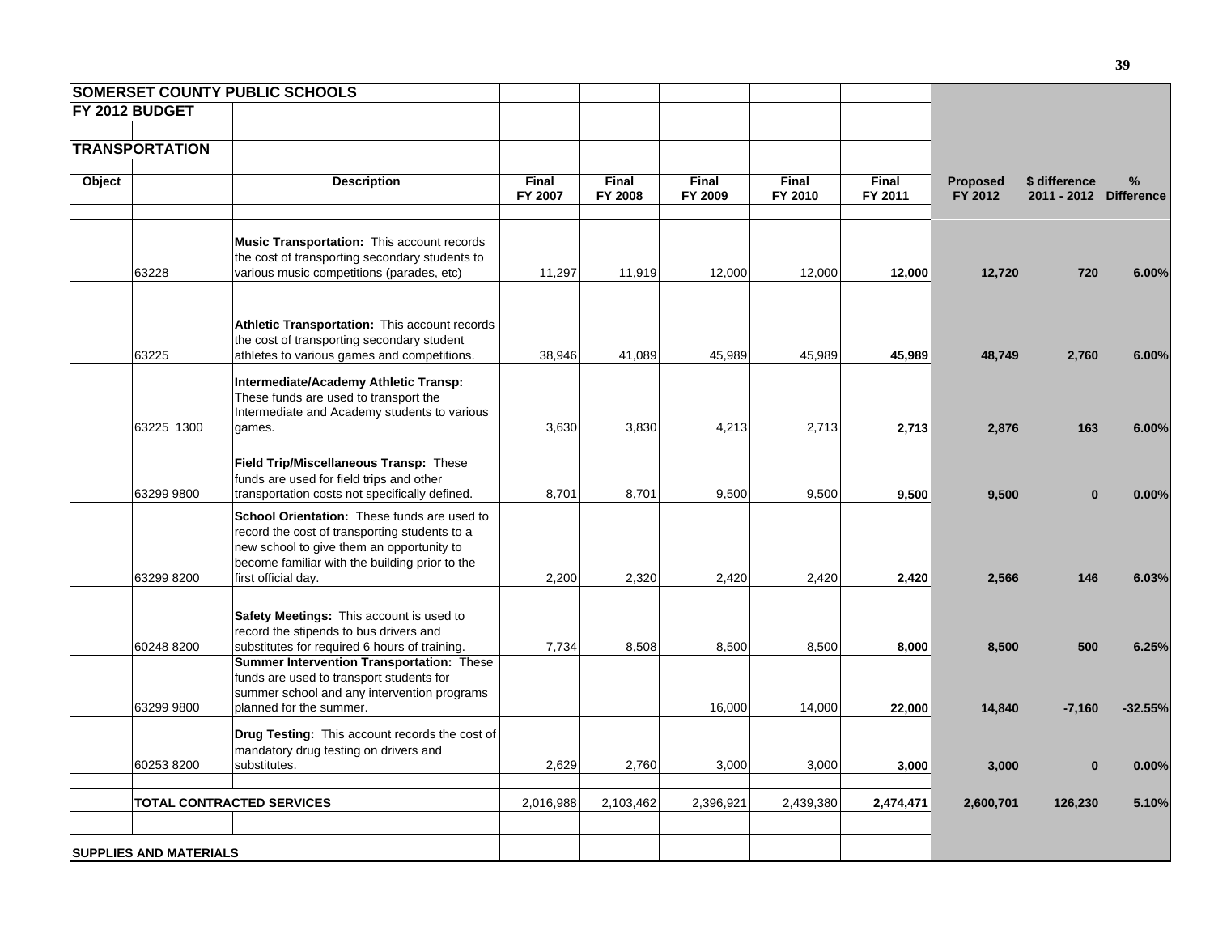| **SOMERSET COUNTY PUBLIC SCHOOLS** | | | | | | | | | | | |
|---|---|---|---|---|---|---|---|---|---|---|---|
| **FY 2012 BUDGET** | | | | | | | | | | | |
| **TRANSPORTATION** | | | | | | | | | | | |
| **Object** | | **Description** | **Final FY 2007** | **Final FY 2008** | **Final FY 2009** | **Final FY 2010** | **Final FY 2011** | **Proposed FY 2012** | **$ difference 2011 - 2012** | **% Difference** |
| | 63228 | **Music Transportation:** This account records the cost of transporting secondary students to various music competitions (parades, etc) | 11,297 | 11,919 | 12,000 | 12,000 | **12,000** | **12,720** | **720** | **6.00%** |
| | 63225 | **Athletic Transportation:** This account records the cost of transporting secondary student athletes to various games and competitions. | 38,946 | 41,089 | 45,989 | 45,989 | **45,989** | **48,749** | **2,760** | **6.00%** |
| | 63225 1300 | **Intermediate/Academy Athletic Transp:** These funds are used to transport the Intermediate and Academy students to various games. | 3,630 | 3,830 | 4,213 | 2,713 | **2,713** | **2,876** | **163** | **6.00%** |
| | 63299 9800 | **Field Trip/Miscellaneous Transp:** These funds are used for field trips and other transportation costs not specifically defined. | 8,701 | 8,701 | 9,500 | 9,500 | **9,500** | **9,500** | **0** | **0.00%** |
| | 63299 8200 | **School Orientation:** These funds are used to record the cost of transporting students to a new school to give them an opportunity to become familiar with the building prior to the first official day. | 2,200 | 2,320 | 2,420 | 2,420 | **2,420** | **2,566** | **146** | **6.03%** |
| | 60248 8200 | **Safety Meetings:** This account is used to record the stipends to bus drivers and substitutes for required 6 hours of training. | 7,734 | 8,508 | 8,500 | 8,500 | **8,000** | **8,500** | **500** | **6.25%** |
| | 63299 9800 | **Summer Intervention Transportation:** These funds are used to transport students for summer school and any intervention programs planned for the summer. | | | 16,000 | 14,000 | **22,000** | **14,840** | **-7,160** | **-32.55%** |
| | 60253 8200 | **Drug Testing:** This account records the cost of mandatory drug testing on drivers and substitutes. | 2,629 | 2,760 | 3,000 | 3,000 | **3,000** | **3,000** | **0** | **0.00%** |
| | **TOTAL CONTRACTED SERVICES** | | 2,016,988 | 2,103,462 | 2,396,921 | 2,439,380 | **2,474,471** | **2,600,701** | **126,230** | **5.10%** |
| **SUPPLIES AND MATERIALS** | | | | | | | | | | |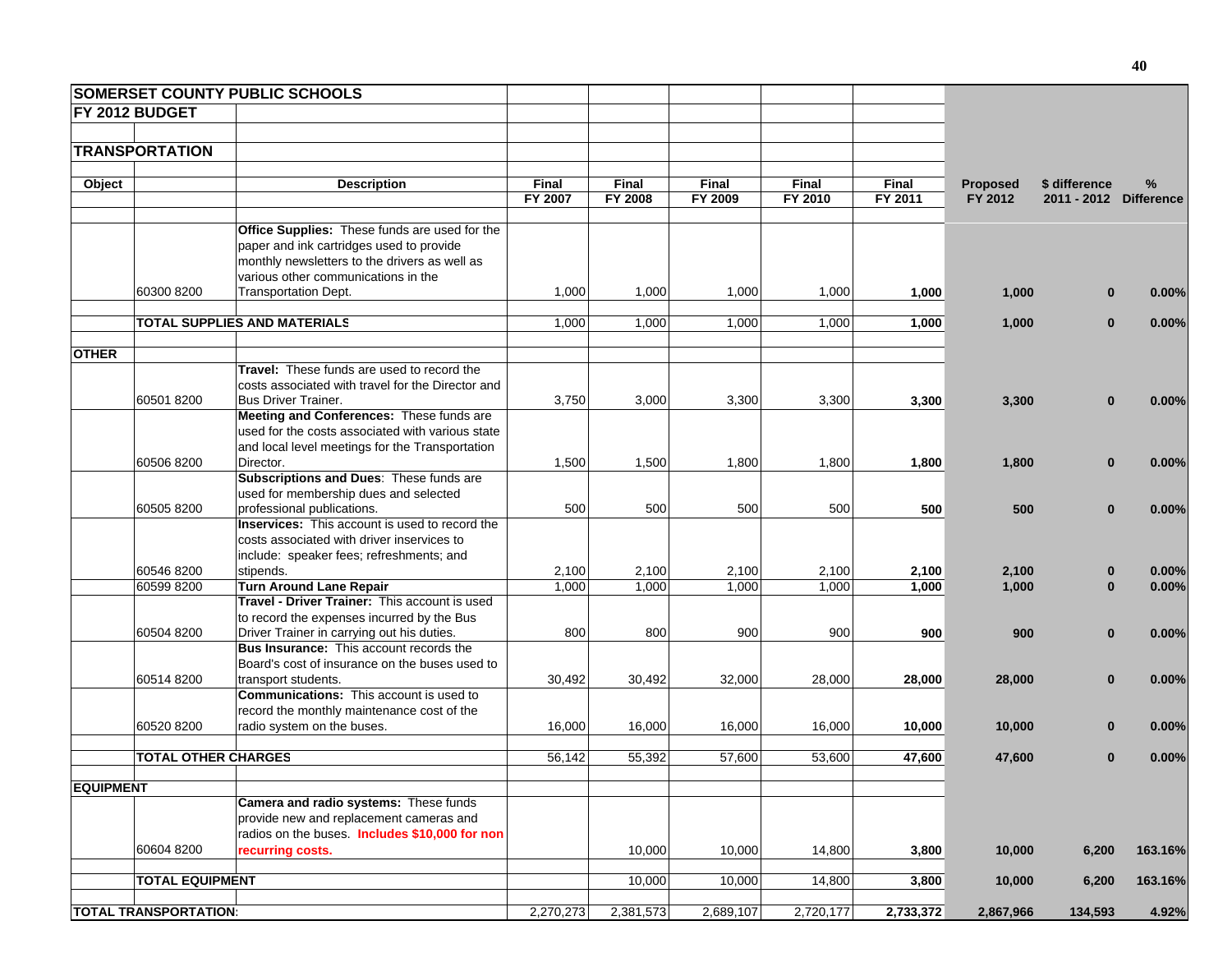| SOMERSET COUNTY PUBLIC SCHOOLS | | | | | | | | | | |
|---|---|---|---|---|---|---|---|---|---|---|
| **FY 2012 BUDGET** | | | | | | | | | | |
| **TRANSPORTATION** | | | | | | | | | | |
| **Object** | | **Description** | **Final FY 2007** | **Final FY 2008** | **Final FY 2009** | **Final FY 2010** | **Final FY 2011** | **Proposed FY 2012** | **$ difference 2011 - 2012** | **% Difference** |
| | 60300 8200 | **Office Supplies:** These funds are used for the paper and ink cartridges used to provide monthly newsletters to the drivers as well as various other communications in the Transportation Dept. | 1,000 | 1,000 | 1,000 | 1,000 | **1,000** | **1,000** | **0** | **0.00%** |
| | **TOTAL SUPPLIES AND MATERIALS** | | 1,000 | 1,000 | 1,000 | 1,000 | **1,000** | **1,000** | **0** | **0.00%** |
| **OTHER** | | | | | | | | | | |
| | 60501 8200 | **Travel:** These funds are used to record the costs associated with travel for the Director and Bus Driver Trainer. | 3,750 | 3,000 | 3,300 | 3,300 | **3,300** | **3,300** | **0** | **0.00%** |
| | 60506 8200 | **Meeting and Conferences:** These funds are used for the costs associated with various state and local level meetings for the Transportation Director. | 1,500 | 1,500 | 1,800 | 1,800 | **1,800** | **1,800** | **0** | **0.00%** |
| | 60505 8200 | **Subscriptions and Dues**: These funds are used for membership dues and selected professional publications. | 500 | 500 | 500 | 500 | **500** | **500** | **0** | **0.00%** |
| | 60546 8200 | **Inservices:** This account is used to record the costs associated with driver inservices to include: speaker fees; refreshments; and stipends. | 2,100 | 2,100 | 2,100 | 2,100 | **2,100** | **2,100** | **0** | **0.00%** |
| | 60599 8200 | **Turn Around Lane Repair** | 1,000 | 1,000 | 1,000 | 1,000 | **1,000** | **1,000** | **0** | **0.00%** |
| | 60504 8200 | **Travel - Driver Trainer:** This account is used to record the expenses incurred by the Bus Driver Trainer in carrying out his duties. | 800 | 800 | 900 | 900 | **900** | **900** | **0** | **0.00%** |
| | 60514 8200 | **Bus Insurance:** This account records the Board's cost of insurance on the buses used to transport students. | 30,492 | 30,492 | 32,000 | 28,000 | **28,000** | **28,000** | **0** | **0.00%** |
| | 60520 8200 | **Communications:** This account is used to record the monthly maintenance cost of the radio system on the buses. | 16,000 | 16,000 | 16,000 | 16,000 | **10,000** | **10,000** | **0** | **0.00%** |
| | **TOTAL OTHER CHARGES** | | 56,142 | 55,392 | 57,600 | 53,600 | **47,600** | **47,600** | **0** | **0.00%** |
| **EQUIPMENT** | | | | | | | | | | |
| | 60604 8200 | **Camera and radio systems:** These funds provide new and replacement cameras and radios on the buses. **Includes $10,000 for non recurring costs.** | | 10,000 | 10,000 | 14,800 | **3,800** | **10,000** | **6,200** | **163.16%** |
| | **TOTAL EQUIPMENT** | | | 10,000 | 10,000 | 14,800 | **3,800** | **10,000** | **6,200** | **163.16%** |
| **TOTAL TRANSPORTATION:** | | | 2,270,273 | 2,381,573 | 2,689,107 | 2,720,177 | **2,733,372** | **2,867,966** | **134,593** | **4.92%** |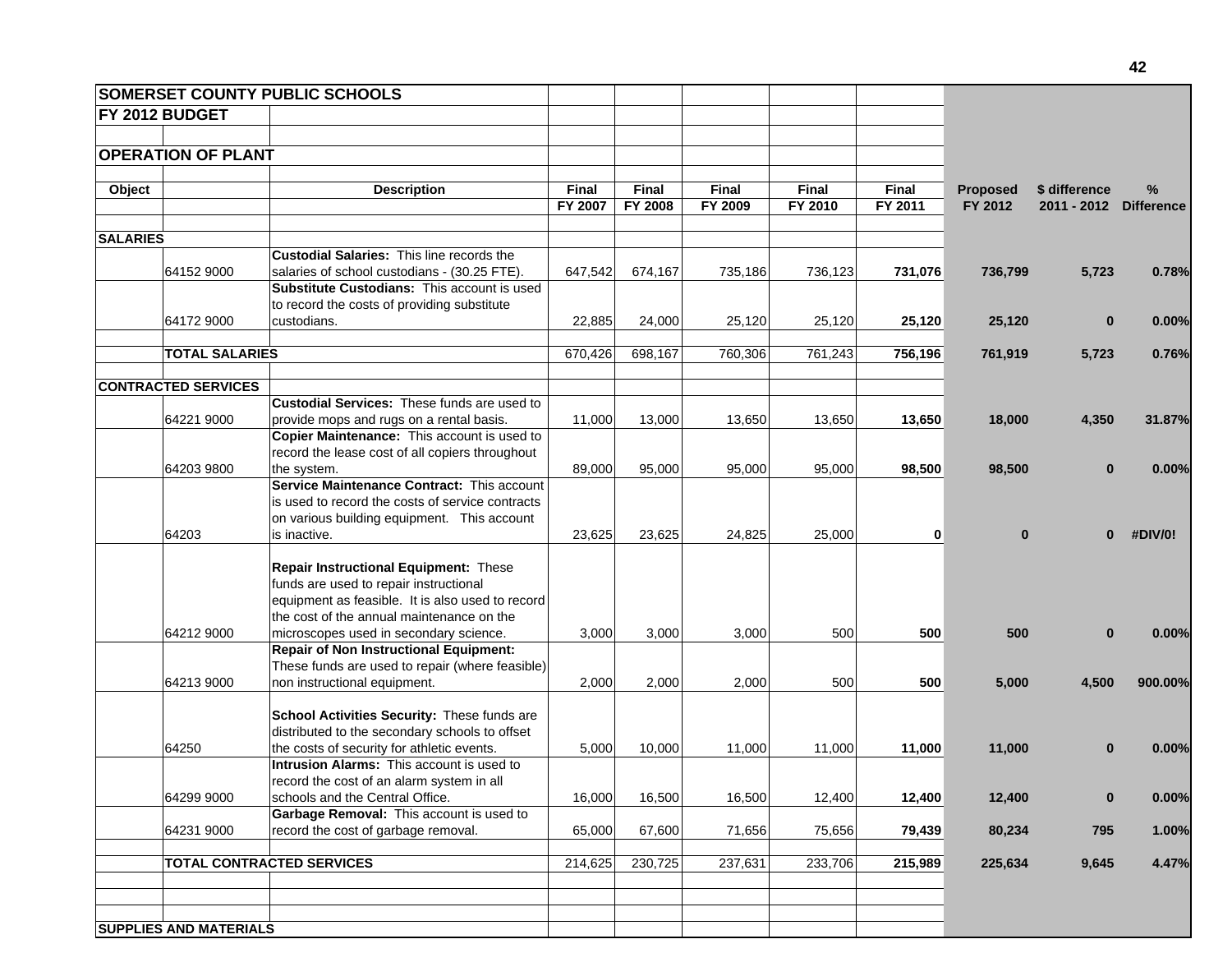| SOMERSET COUNTY PUBLIC SCHOOLS | | | | | | | | | | | |
|---|---|---|---|---|---|---|---|---|---|---|---|
| **FY 2012 BUDGET** | | | | | | | | | | | |
| **OPERATION OF PLANT** | | | | | | | | | | | |
| **Object** | | **Description** | **Final FY 2007** | **Final FY 2008** | **Final FY 2009** | **Final FY 2010** | **Final FY 2011** | **Proposed FY 2012** | **$ difference 2011 - 2012** | **% Difference** |
| **SALARIES** | | | | | | | | | | |
| | 64152 9000 | **Custodial Salaries:** This line records the salaries of school custodians - (30.25 FTE). | 647,542 | 674,167 | 735,186 | 736,123 | **731,076** | **736,799** | **5,723** | **0.78%** |
| | 64172 9000 | **Substitute Custodians:** This account is used to record the costs of providing substitute custodians. | 22,885 | 24,000 | 25,120 | 25,120 | **25,120** | **25,120** | **0** | **0.00%** |
| | **TOTAL SALARIES** | | 670,426 | 698,167 | 760,306 | 761,243 | **756,196** | **761,919** | **5,723** | **0.76%** |
| **CONTRACTED SERVICES** | | | | | | | | | | |
| | 64221 9000 | **Custodial Services:** These funds are used to provide mops and rugs on a rental basis. | 11,000 | 13,000 | 13,650 | 13,650 | **13,650** | **18,000** | **4,350** | **31.87%** |
| | 64203 9800 | **Copier Maintenance:** This account is used to record the lease cost of all copiers throughout the system. | 89,000 | 95,000 | 95,000 | 95,000 | **98,500** | **98,500** | **0** | **0.00%** |
| | 64203 | **Service Maintenance Contract:** This account is used to record the costs of service contracts on various building equipment. This account is inactive. | 23,625 | 23,625 | 24,825 | 25,000 | **0** | **0** | **0** | **#DIV/0!** |
| | 64212 9000 | **Repair Instructional Equipment:** These funds are used to repair instructional equipment as feasible. It is also used to record the cost of the annual maintenance on the microscopes used in secondary science. | 3,000 | 3,000 | 3,000 | 500 | **500** | **500** | **0** | **0.00%** |
| | 64213 9000 | **Repair of Non Instructional Equipment:** These funds are used to repair (where feasible) non instructional equipment. | 2,000 | 2,000 | 2,000 | 500 | **500** | **5,000** | **4,500** | **900.00%** |
| | 64250 | **School Activities Security:** These funds are distributed to the secondary schools to offset the costs of security for athletic events. | 5,000 | 10,000 | 11,000 | 11,000 | **11,000** | **11,000** | **0** | **0.00%** |
| | 64299 9000 | **Intrusion Alarms:** This account is used to record the cost of an alarm system in all schools and the Central Office. | 16,000 | 16,500 | 16,500 | 12,400 | **12,400** | **12,400** | **0** | **0.00%** |
| | 64231 9000 | **Garbage Removal:** This account is used to record the cost of garbage removal. | 65,000 | 67,600 | 71,656 | 75,656 | **79,439** | **80,234** | **795** | **1.00%** |
| | **TOTAL CONTRACTED SERVICES** | | 214,625 | 230,725 | 237,631 | 233,706 | **215,989** | **225,634** | **9,645** | **4.47%** |
| **SUPPLIES AND MATERIALS** | | | | | | | | | | |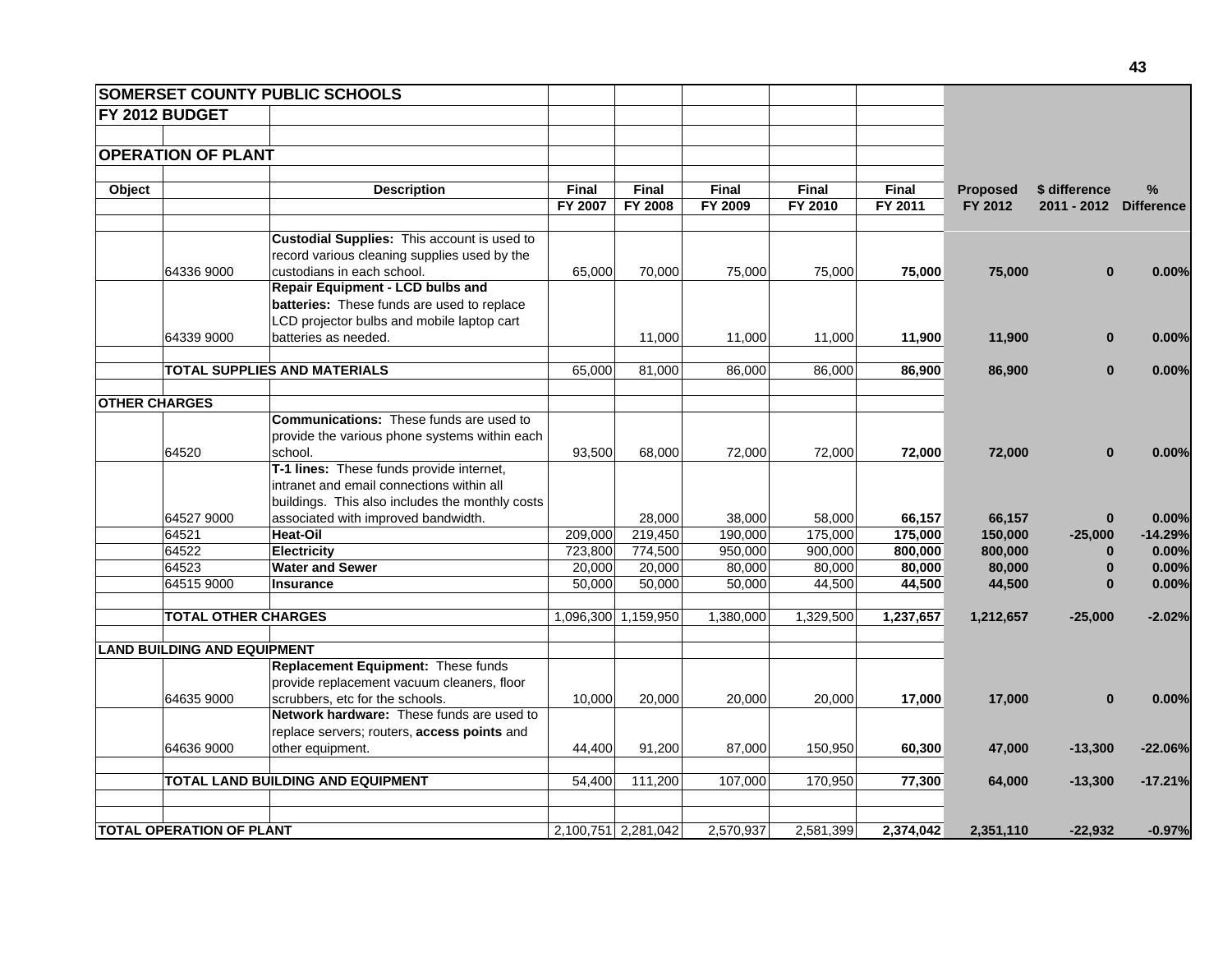| SOMERSET COUNTY PUBLIC SCHOOLS | | | | | | | | | | |
|---|---|---|---|---|---|---|---|---|---|---|
| **FY 2012 BUDGET** | | | | | | | | | | |
| | | | | | | | | | | |
| **OPERATION OF PLANT** | | | | | | | | | | |
| | | | | | | | | | | |
| **Object** | | **Description** | **Final FY 2007** | **Final FY 2008** | **Final FY 2009** | **Final FY 2010** | **Final FY 2011** | **Proposed FY 2012** | **$ difference 2011 - 2012** | **% Difference** |
| | | | | | | | | | | |
| | 64336 9000 | **Custodial Supplies:** This account is used to record various cleaning supplies used by the custodians in each school. | 65,000 | 70,000 | 75,000 | 75,000 | **75,000** | **75,000** | **0** | **0.00%** |
| | 64339 9000 | **Repair Equipment - LCD bulbs and batteries:** These funds are used to replace LCD projector bulbs and mobile laptop cart batteries as needed. | | 11,000 | 11,000 | 11,000 | **11,900** | **11,900** | **0** | **0.00%** |
| | | | | | | | | | | |
| | **TOTAL SUPPLIES AND MATERIALS** | | 65,000 | 81,000 | 86,000 | 86,000 | **86,900** | **86,900** | **0** | **0.00%** |
| | | | | | | | | | | |
| **OTHER CHARGES** | | | | | | | | | | |
| | 64520 | **Communications:** These funds are used to provide the various phone systems within each school. | 93,500 | 68,000 | 72,000 | 72,000 | **72,000** | **72,000** | **0** | **0.00%** |
| | 64527 9000 | **T-1 lines:** These funds provide internet, intranet and email connections within all buildings. This also includes the monthly costs associated with improved bandwidth. | | 28,000 | 38,000 | 58,000 | **66,157** | **66,157** | **0** | **0.00%** |
| | 64521 | **Heat-Oil** | 209,000 | 219,450 | 190,000 | 175,000 | **175,000** | **150,000** | **-25,000** | **-14.29%** |
| | 64522 | **Electricity** | 723,800 | 774,500 | 950,000 | 900,000 | **800,000** | **800,000** | **0** | **0.00%** |
| | 64523 | **Water and Sewer** | 20,000 | 20,000 | 80,000 | 80,000 | **80,000** | **80,000** | **0** | **0.00%** |
| | 64515 9000 | **Insurance** | 50,000 | 50,000 | 50,000 | 44,500 | **44,500** | **44,500** | **0** | **0.00%** |
| | | | | | | | | | | |
| | **TOTAL OTHER CHARGES** | | 1,096,300 | 1,159,950 | 1,380,000 | 1,329,500 | **1,237,657** | **1,212,657** | **-25,000** | **-2.02%** |
| | | | | | | | | | | |
| **LAND BUILDING AND EQUIPMENT** | | | | | | | | | | |
| | 64635 9000 | **Replacement Equipment:** These funds provide replacement vacuum cleaners, floor scrubbers, etc for the schools. | 10,000 | 20,000 | 20,000 | 20,000 | **17,000** | **17,000** | **0** | **0.00%** |
| | 64636 9000 | **Network hardware:** These funds are used to replace servers; routers, **access points** and other equipment. | 44,400 | 91,200 | 87,000 | 150,950 | **60,300** | **47,000** | **-13,300** | **-22.06%** |
| | | | | | | | | | | |
| | **TOTAL LAND BUILDING AND EQUIPMENT** | | 54,400 | 111,200 | 107,000 | 170,950 | **77,300** | **64,000** | **-13,300** | **-17.21%** |
| | | | | | | | | | | |
| | | | | | | | | | | |
| **TOTAL OPERATION OF PLANT** | | | 2,100,751 | 2,281,042 | 2,570,937 | 2,581,399 | **2,374,042** | **2,351,110** | **-22,932** | **-0.97%** |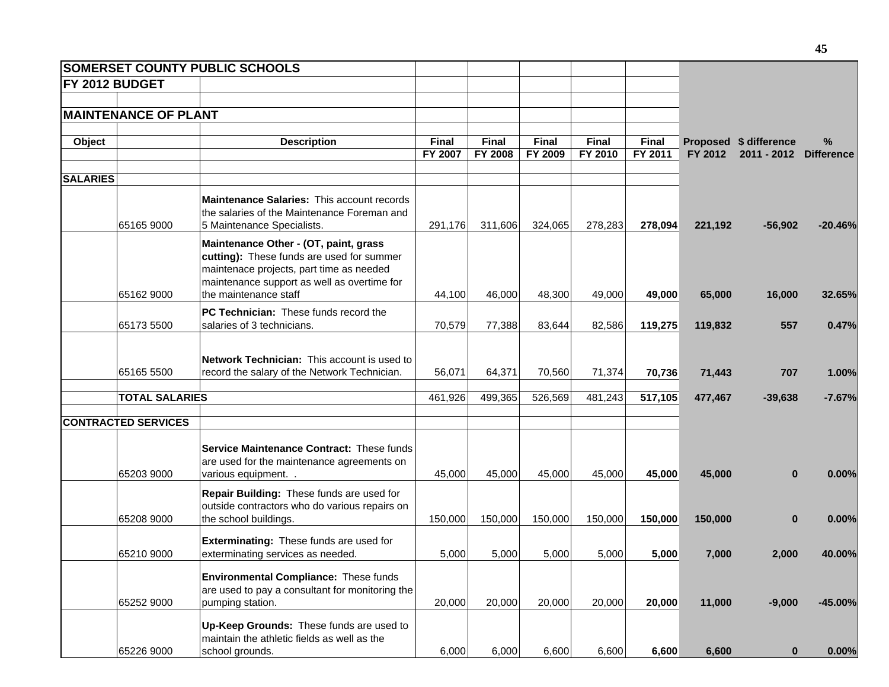**SOMERSET COUNTY PUBLIC SCHOOLS**

**FY 2012 BUDGET**

**MAINTENANCE OF PLANT**

| Object | | Description | Final FY 2007 | Final FY 2008 | Final FY 2009 | Final FY 2010 | Final FY 2011 | Proposed FY 2012 | $ difference 2011 - 2012 | % Difference |
|---|---|---|---|---|---|---|---|---|---|---|
| **SALARIES** | | | | | | | | | | |
| | 65165 9000 | **Maintenance Salaries:** This account records the salaries of the Maintenance Foreman and 5 Maintenance Specialists. | 291,176 | 311,606 | 324,065 | 278,283 | **278,094** | **221,192** | **-56,902** | **-20.46%** |
| | 65162 9000 | **Maintenance Other - (OT, paint, grass cutting):** These funds are used for summer maintenace projects, part time as needed maintenance support as well as overtime for the maintenance staff | 44,100 | 46,000 | 48,300 | 49,000 | **49,000** | **65,000** | **16,000** | **32.65%** |
| | 65173 5500 | **PC Technician:** These funds record the salaries of 3 technicians. | 70,579 | 77,388 | 83,644 | 82,586 | **119,275** | **119,832** | **557** | **0.47%** |
| | 65165 5500 | **Network Technician:** This account is used to record the salary of the Network Technician. | 56,071 | 64,371 | 70,560 | 71,374 | **70,736** | **71,443** | **707** | **1.00%** |
| | **TOTAL SALARIES** | | 461,926 | 499,365 | 526,569 | 481,243 | **517,105** | **477,467** | **-39,638** | **-7.67%** |
| **CONTRACTED SERVICES** | | | | | | | | | | |
| | 65203 9000 | **Service Maintenance Contract:** These funds are used for the maintenance agreements on various equipment. . | 45,000 | 45,000 | 45,000 | 45,000 | **45,000** | **45,000** | **0** | **0.00%** |
| | 65208 9000 | **Repair Building:** These funds are used for outside contractors who do various repairs on the school buildings. | 150,000 | 150,000 | 150,000 | 150,000 | **150,000** | **150,000** | **0** | **0.00%** |
| | 65210 9000 | **Exterminating:** These funds are used for exterminating services as needed. | 5,000 | 5,000 | 5,000 | 5,000 | **5,000** | **7,000** | **2,000** | **40.00%** |
| | 65252 9000 | **Environmental Compliance:** These funds are used to pay a consultant for monitoring the pumping station. | 20,000 | 20,000 | 20,000 | 20,000 | **20,000** | **11,000** | **-9,000** | **-45.00%** |
| | 65226 9000 | **Up-Keep Grounds:** These funds are used to maintain the athletic fields as well as the school grounds. | 6,000 | 6,000 | 6,600 | 6,600 | **6,600** | **6,600** | **0** | **0.00%** |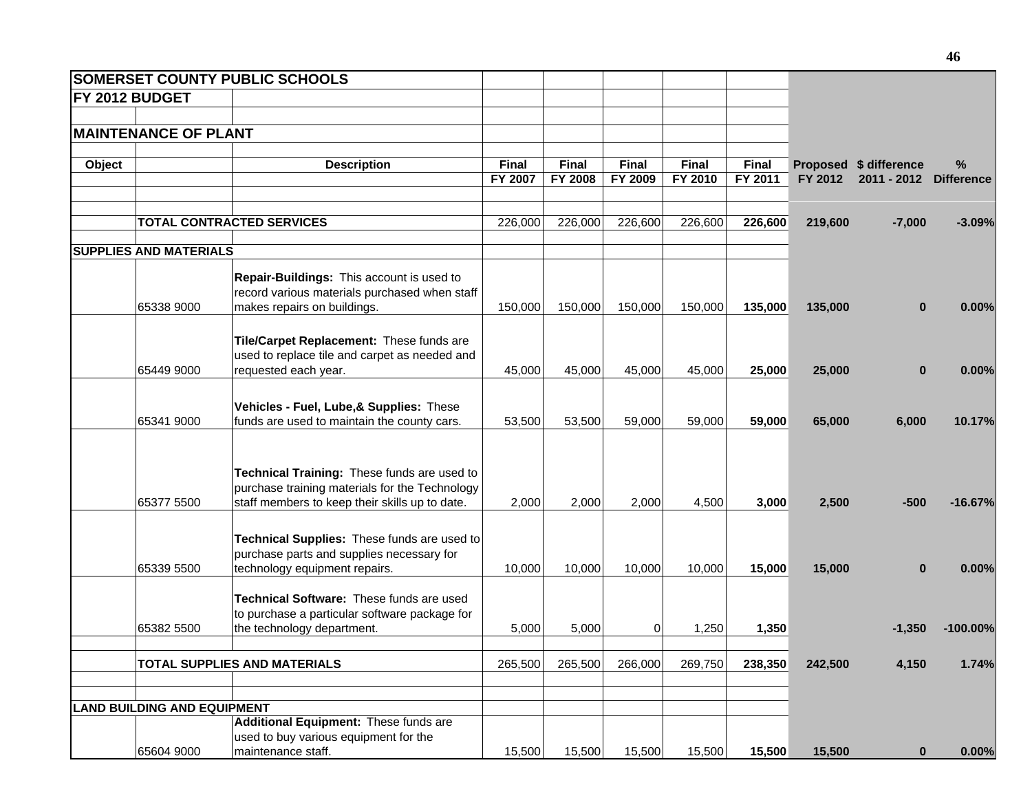| SOMERSET COUNTY PUBLIC SCHOOLS | | | | | | | | | | |
|---|---|---|---|---|---|---|---|---|---|---|
| FY 2012 BUDGET | | | | | | | | | | |
| MAINTENANCE OF PLANT | | | | | | | | | | |
| Object | | Description | Final FY 2007 | Final FY 2008 | Final FY 2009 | Final FY 2010 | Final FY 2011 | Proposed FY 2012 | $ difference 2011 - 2012 | % Difference |
| | TOTAL CONTRACTED SERVICES | | 226,000 | 226,000 | 226,600 | 226,600 | **226,600** | **219,600** | **-7,000** | **-3.09%** |
| SUPPLIES AND MATERIALS | | | | | | | | | | |
| | 65338 9000 | **Repair-Buildings:** This account is used to record various materials purchased when staff makes repairs on buildings. | 150,000 | 150,000 | 150,000 | 150,000 | **135,000** | **135,000** | **0** | **0.00%** |
| | 65449 9000 | **Tile/Carpet Replacement:** These funds are used to replace tile and carpet as needed and requested each year. | 45,000 | 45,000 | 45,000 | 45,000 | **25,000** | **25,000** | **0** | **0.00%** |
| | 65341 9000 | **Vehicles - Fuel, Lube,& Supplies:** These funds are used to maintain the county cars. | 53,500 | 53,500 | 59,000 | 59,000 | **59,000** | **65,000** | **6,000** | **10.17%** |
| | 65377 5500 | **Technical Training:** These funds are used to purchase training materials for the Technology staff members to keep their skills up to date. | 2,000 | 2,000 | 2,000 | 4,500 | **3,000** | **2,500** | **-500** | **-16.67%** |
| | 65339 5500 | **Technical Supplies:** These funds are used to purchase parts and supplies necessary for technology equipment repairs. | 10,000 | 10,000 | 10,000 | 10,000 | **15,000** | **15,000** | **0** | **0.00%** |
| | 65382 5500 | **Technical Software:** These funds are used to purchase a particular software package for the technology department. | 5,000 | 5,000 | 0 | 1,250 | **1,350** | | **-1,350** | **-100.00%** |
| | TOTAL SUPPLIES AND MATERIALS | | 265,500 | 265,500 | 266,000 | 269,750 | **238,350** | **242,500** | **4,150** | **1.74%** |
| LAND BUILDING AND EQUIPMENT | | | | | | | | | | |
| | 65604 9000 | **Additional Equipment:** These funds are used to buy various equipment for the maintenance staff. | 15,500 | 15,500 | 15,500 | 15,500 | **15,500** | **15,500** | **0** | **0.00%** |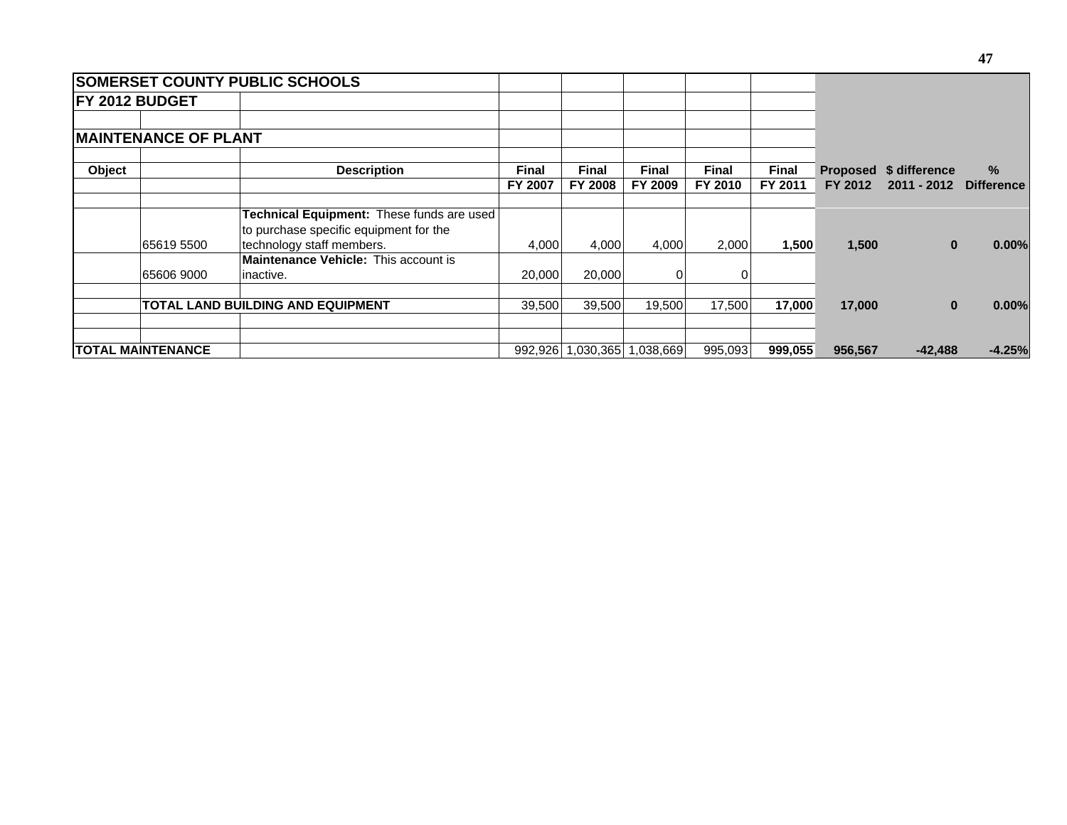| SOMERSET COUNTY PUBLIC SCHOOLS | | | | | | | | | | |
|---|---|---|---|---|---|---|---|---|---|---|
| **FY 2012 BUDGET** | | | | | | | | | | |
| | | | | | | | | | | |
| **MAINTENANCE OF PLANT** | | | | | | | | | | |
| | | | | | | | | | | |
| **Object** | | **Description** | **Final FY 2007** | **Final FY 2008** | **Final FY 2009** | **Final FY 2010** | **Final FY 2011** | **Proposed FY 2012** | **$ difference 2011 - 2012** | **% Difference** |
| | | | | | | | | | | |
| | 65619 5500 | **Technical Equipment:** These funds are used to purchase specific equipment for the technology staff members. | 4,000 | 4,000 | 4,000 | 2,000 | **1,500** | **1,500** | **0** | **0.00%** |
| | 65606 9000 | **Maintenance Vehicle:** This account is inactive. | 20,000 | 20,000 | 0 | 0 | | | | |
| | | | | | | | | | | |
| | **TOTAL LAND BUILDING AND EQUIPMENT** | | 39,500 | 39,500 | 19,500 | 17,500 | **17,000** | **17,000** | **0** | **0.00%** |
| | | | | | | | | | | |
| | | | | | | | | | | |
| **TOTAL MAINTENANCE** | | | 992,926 | 1,030,365 | 1,038,669 | 995,093 | **999,055** | **956,567** | **-42,488** | **-4.25%** |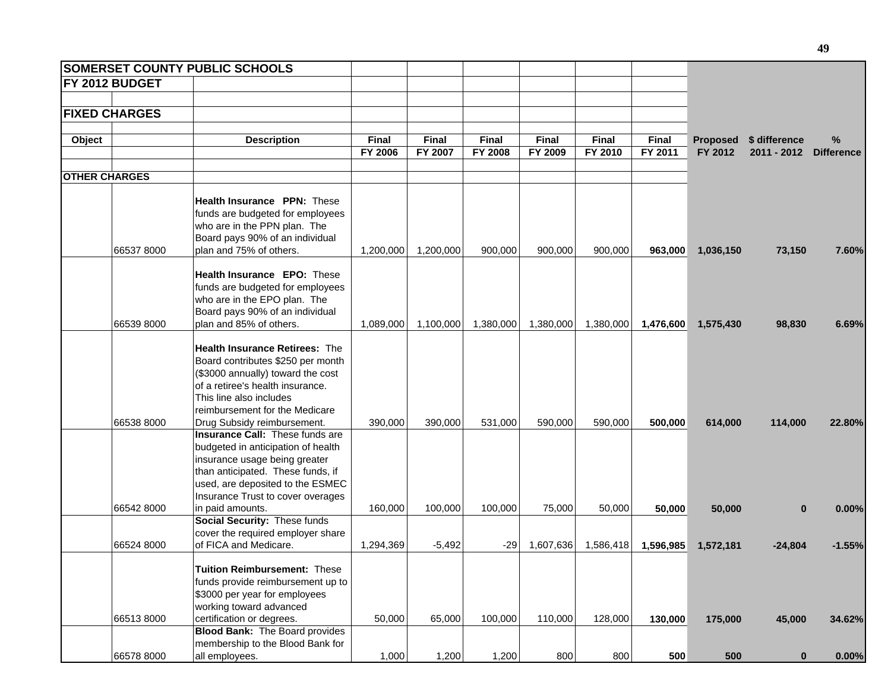| SOMERSET COUNTY PUBLIC SCHOOLS | | | | | | | | | | | | |
|---|---|---|---|---|---|---|---|---|---|---|---|---|
| **FY 2012 BUDGET** | | | | | | | | | | | | |
| **FIXED CHARGES** | | | | | | | | | | | | |
| **Object** | | **Description** | **Final FY 2006** | **Final FY 2007** | **Final FY 2008** | **Final FY 2009** | **Final FY 2010** | **Final FY 2011** | **Proposed FY 2012** | **$ difference 2011 - 2012** | **% Difference** |
| **OTHER CHARGES** | | | | | | | | | | | |
| | 66537 8000 | **Health Insurance PPN:** These funds are budgeted for employees who are in the PPN plan. The Board pays 90% of an individual plan and 75% of others. | 1,200,000 | 1,200,000 | 900,000 | 900,000 | 900,000 | **963,000** | **1,036,150** | **73,150** | **7.60%** |
| | 66539 8000 | **Health Insurance EPO:** These funds are budgeted for employees who are in the EPO plan. The Board pays 90% of an individual plan and 85% of others. | 1,089,000 | 1,100,000 | 1,380,000 | 1,380,000 | 1,380,000 | **1,476,600** | **1,575,430** | **98,830** | **6.69%** |
| | 66538 8000 | **Health Insurance Retirees:** The Board contributes $250 per month ($3000 annually) toward the cost of a retiree's health insurance. This line also includes reimbursement for the Medicare Drug Subsidy reimbursement. | 390,000 | 390,000 | 531,000 | 590,000 | 590,000 | **500,000** | **614,000** | **114,000** | **22.80%** |
| | 66542 8000 | **Insurance Call:** These funds are budgeted in anticipation of health insurance usage being greater than anticipated. These funds, if used, are deposited to the ESMEC Insurance Trust to cover overages in paid amounts. | 160,000 | 100,000 | 100,000 | 75,000 | 50,000 | **50,000** | **50,000** | **0** | **0.00%** |
| | 66524 8000 | **Social Security:** These funds cover the required employer share of FICA and Medicare. | 1,294,369 | -5,492 | -29 | 1,607,636 | 1,586,418 | **1,596,985** | **1,572,181** | **-24,804** | **-1.55%** |
| | 66513 8000 | **Tuition Reimbursement:** These funds provide reimbursement up to $3000 per year for employees working toward advanced certification or degrees. | 50,000 | 65,000 | 100,000 | 110,000 | 128,000 | **130,000** | **175,000** | **45,000** | **34.62%** |
| | 66578 8000 | **Blood Bank:** The Board provides membership to the Blood Bank for all employees. | 1,000 | 1,200 | 1,200 | 800 | 800 | **500** | **500** | **0** | **0.00%** |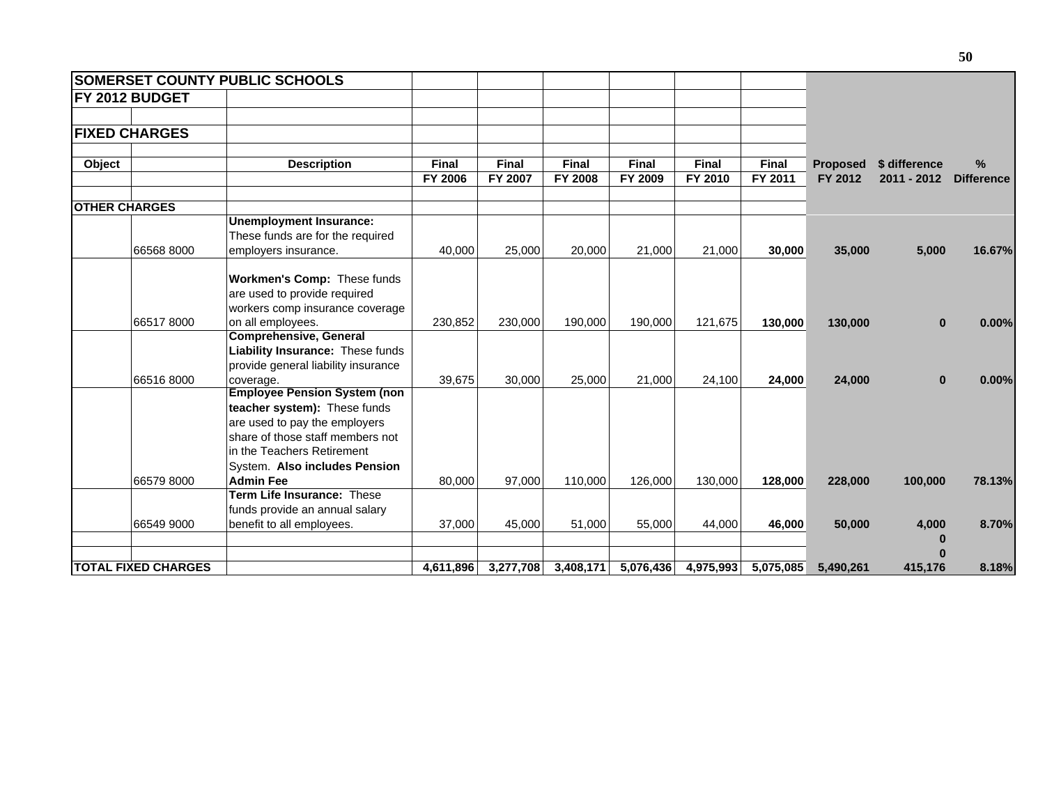| SOMERSET COUNTY PUBLIC SCHOOLS | | | | | | | | | | | |
|---|---|---|---|---|---|---|---|---|---|---|---|
| **FY 2012 BUDGET** | | | | | | | | | | | |
| | | | | | | | | | | | |
| **FIXED CHARGES** | | | | | | | | | | | |
| | | | | | | | | | | | |
| **Object** | | **Description** | **Final** | **Final** | **Final** | **Final** | **Final** | **Final** | **Proposed** | **$ difference** | **%** |
| | | | **FY 2006** | **FY 2007** | **FY 2008** | **FY 2009** | **FY 2010** | **FY 2011** | **FY 2012** | **2011 - 2012** | **Difference** |
| | | | | | | | | | | | |
| **OTHER CHARGES** | | | | | | | | | | | |
| | 66568 8000 | **Unemployment Insurance:** These funds are for the required employers insurance. | 40,000 | 25,000 | 20,000 | 21,000 | 21,000 | **30,000** | **35,000** | **5,000** | **16.67%** |
| | 66517 8000 | **Workmen's Comp:** These funds are used to provide required workers comp insurance coverage on all employees. | 230,852 | 230,000 | 190,000 | 190,000 | 121,675 | **130,000** | **130,000** | **0** | **0.00%** |
| | 66516 8000 | **Comprehensive, General Liability Insurance:** These funds provide general liability insurance coverage. | 39,675 | 30,000 | 25,000 | 21,000 | 24,100 | **24,000** | **24,000** | **0** | **0.00%** |
| | 66579 8000 | **Employee Pension System (non teacher system):** These funds are used to pay the employers share of those staff members not in the Teachers Retirement System. **Also includes Pension Admin Fee** | 80,000 | 97,000 | 110,000 | 126,000 | 130,000 | **128,000** | **228,000** | **100,000** | **78.13%** |
| | 66549 9000 | **Term Life Insurance:** These funds provide an annual salary benefit to all employees. | 37,000 | 45,000 | 51,000 | 55,000 | 44,000 | **46,000** | **50,000** | **4,000** | **8.70%** |
| | | | | | | | | | | **0** | |
| | | | | | | | | | | **0** | |
| **TOTAL FIXED CHARGES** | | | **4,611,896** | **3,277,708** | **3,408,171** | **5,076,436** | **4,975,993** | **5,075,085** | **5,490,261** | **415,176** | **8.18%** |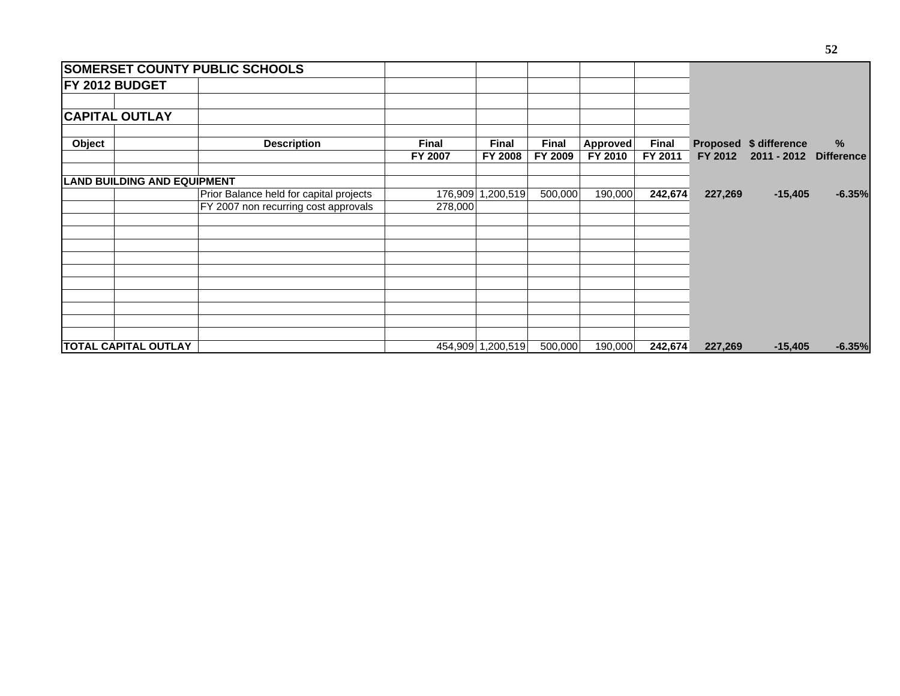| SOMERSET COUNTY PUBLIC SCHOOLS | | | | | | | | | | |
|---|---|---|---|---|---|---|---|---|---|---|
| FY 2012 BUDGET | | | | | | | | | | |
| | | | | | | | | | | |
| CAPITAL OUTLAY | | | | | | | | | | |
| | | | | | | | | | | |
| Object | | Description | Final FY 2007 | Final FY 2008 | Final FY 2009 | Approved FY 2010 | Final FY 2011 | Proposed FY 2012 | $ difference 2011 - 2012 | % Difference |
| | | | | | | | | | | |
| LAND BUILDING AND EQUIPMENT | | | | | | | | | | |
| | | Prior Balance held for capital projects | 176,909 | 1,200,519 | 500,000 | 190,000 | **242,674** | **227,269** | **-15,405** | **-6.35%** |
| | | FY 2007 non recurring cost approvals | 278,000 | | | | | | | |
| | | | | | | | | | | |
| **TOTAL CAPITAL OUTLAY** | | | 454,909 | 1,200,519 | 500,000 | 190,000 | **242,674** | **227,269** | **-15,405** | **-6.35%** |